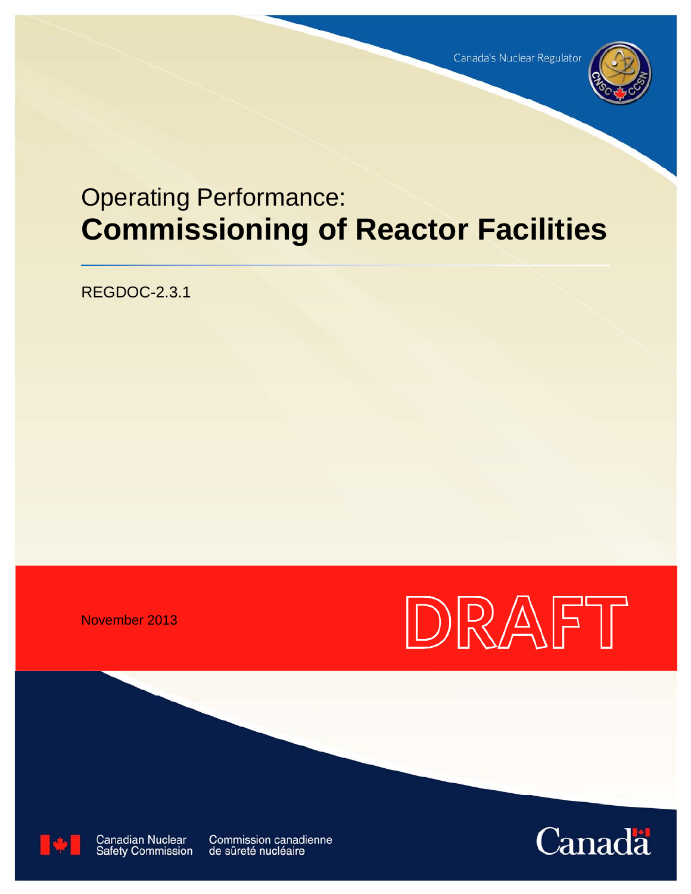Canada's Nuclear Regulator

# Operating Performance: **Commissioning of Reactor Facilities**

REGDOC-2.3.1

November 2013

DRAFT

Canadian Nuclear Safety Commission | Commission canadienne de sûreté nucléaire

Canada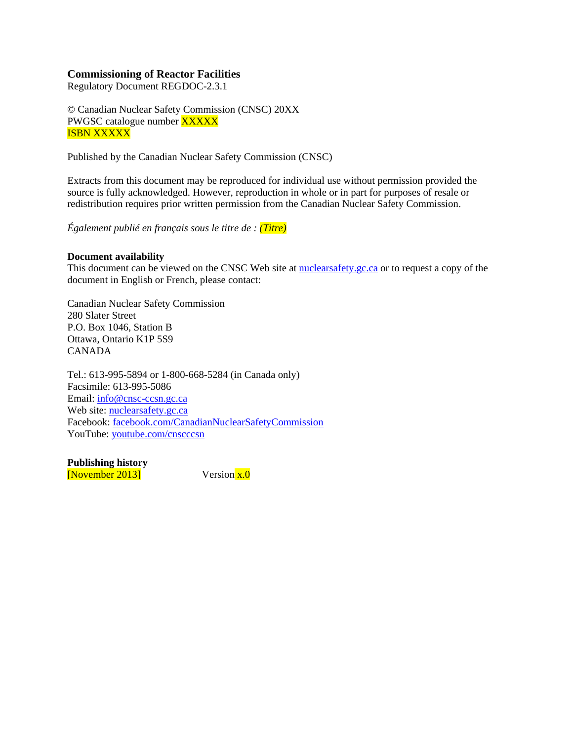**Commissioning of Reactor Facilities**
Regulatory Document REGDOC-2.3.1

© Canadian Nuclear Safety Commission (CNSC) 20XX
PWGSC catalogue number XXXXX
ISBN XXXXX

Published by the Canadian Nuclear Safety Commission (CNSC)

Extracts from this document may be reproduced for individual use without permission provided the source is fully acknowledged. However, reproduction in whole or in part for purposes of resale or redistribution requires prior written permission from the Canadian Nuclear Safety Commission.

*Également publié en français sous le titre de : (Titre)*

**Document availability**
This document can be viewed on the CNSC Web site at nuclearsafety.gc.ca or to request a copy of the document in English or French, please contact:

Canadian Nuclear Safety Commission
280 Slater Street
P.O. Box 1046, Station B
Ottawa, Ontario K1P 5S9
CANADA

Tel.: 613-995-5894 or 1-800-668-5284 (in Canada only)
Facsimile: 613-995-5086
Email: info@cnsc-ccsn.gc.ca
Web site: nuclearsafety.gc.ca
Facebook: facebook.com/CanadianNuclearSafetyCommission
YouTube: youtube.com/cnscccsn

**Publishing history**
[November 2013] Version x.0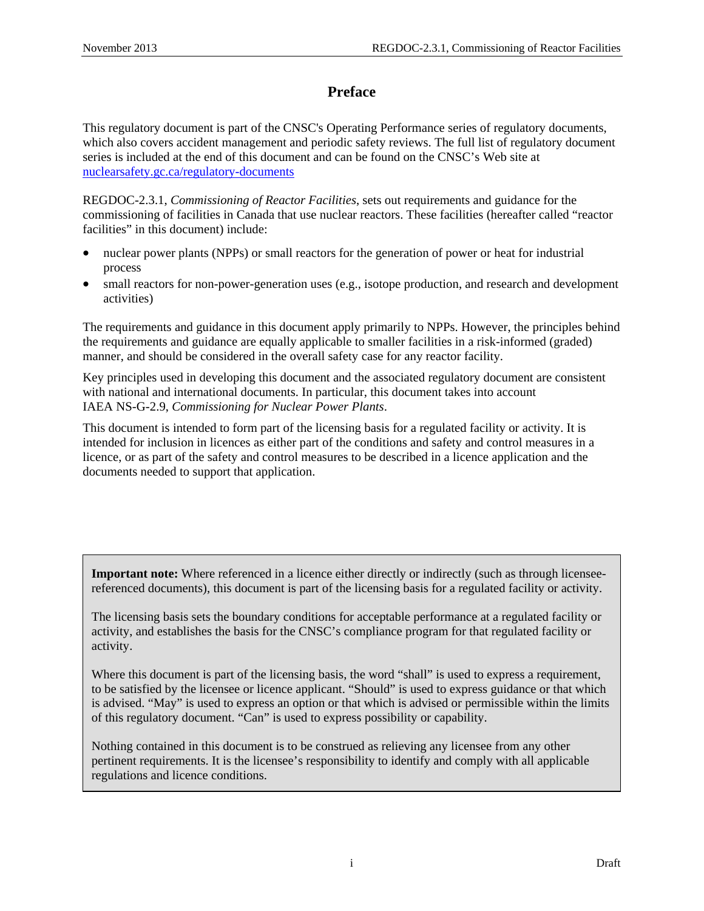# Preface

This regulatory document is part of the CNSC's Operating Performance series of regulatory documents, which also covers accident management and periodic safety reviews. The full list of regulatory document series is included at the end of this document and can be found on the CNSC's Web site at [nuclearsafety.gc.ca/regulatory-documents](nuclearsafety.gc.ca/regulatory-documents)

REGDOC-2.3.1, *Commissioning of Reactor Facilities*, sets out requirements and guidance for the commissioning of facilities in Canada that use nuclear reactors. These facilities (hereafter called "reactor facilities" in this document) include:

- nuclear power plants (NPPs) or small reactors for the generation of power or heat for industrial process
- small reactors for non-power-generation uses (e.g., isotope production, and research and development activities)

The requirements and guidance in this document apply primarily to NPPs. However, the principles behind the requirements and guidance are equally applicable to smaller facilities in a risk-informed (graded) manner, and should be considered in the overall safety case for any reactor facility.

Key principles used in developing this document and the associated regulatory document are consistent with national and international documents. In particular, this document takes into account IAEA NS-G-2.9, *Commissioning for Nuclear Power Plants*.

This document is intended to form part of the licensing basis for a regulated facility or activity. It is intended for inclusion in licences as either part of the conditions and safety and control measures in a licence, or as part of the safety and control measures to be described in a licence application and the documents needed to support that application.

**Important note:** Where referenced in a licence either directly or indirectly (such as through licensee-referenced documents), this document is part of the licensing basis for a regulated facility or activity.

The licensing basis sets the boundary conditions for acceptable performance at a regulated facility or activity, and establishes the basis for the CNSC's compliance program for that regulated facility or activity.

Where this document is part of the licensing basis, the word "shall" is used to express a requirement, to be satisfied by the licensee or licence applicant. "Should" is used to express guidance or that which is advised. "May" is used to express an option or that which is advised or permissible within the limits of this regulatory document. "Can" is used to express possibility or capability.

Nothing contained in this document is to be construed as relieving any licensee from any other pertinent requirements. It is the licensee's responsibility to identify and comply with all applicable regulations and licence conditions.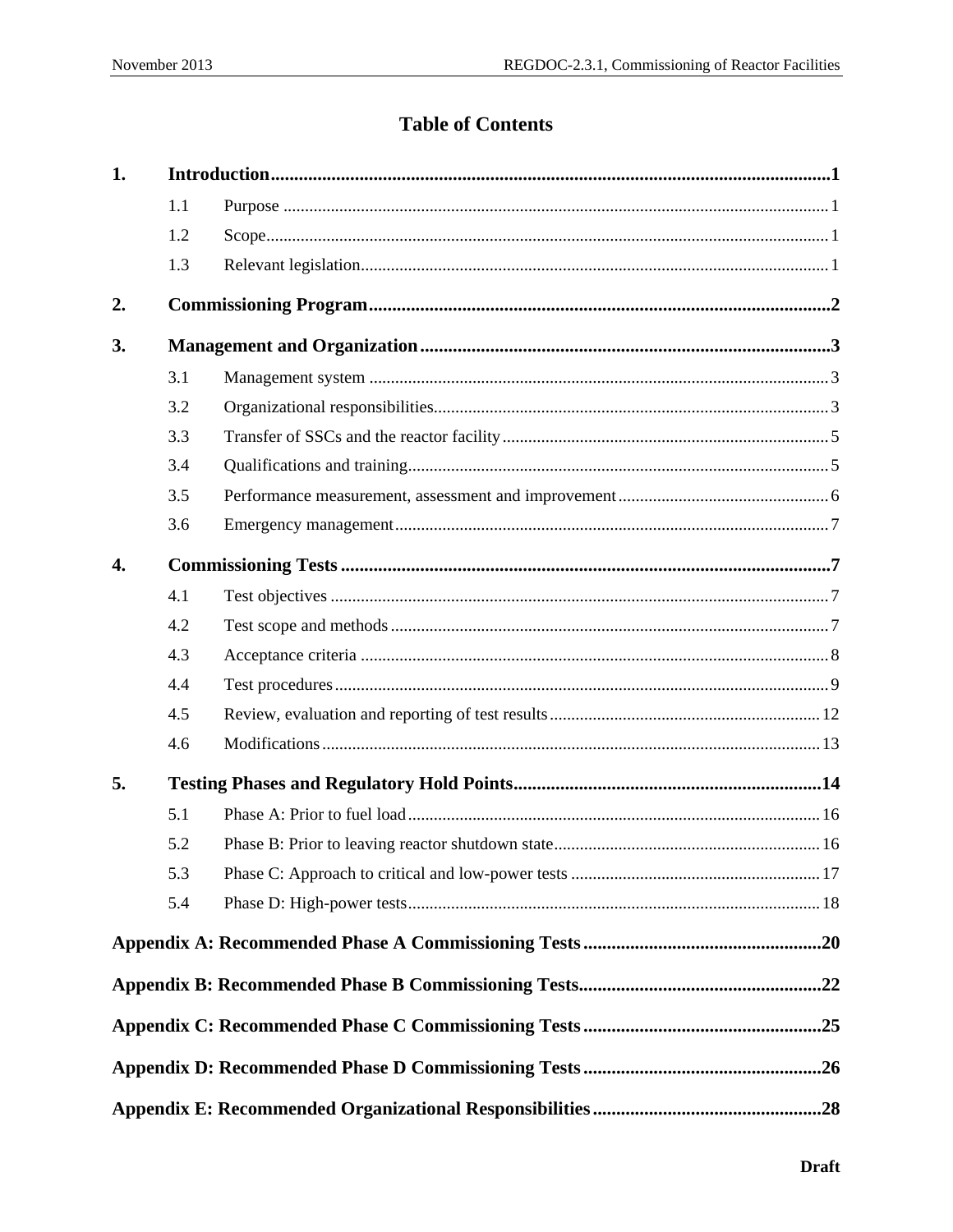# Table of Contents

| | | |
|---|---|---|
| **1.** | **Introduction** | **1** |
| 1.1 | Purpose | 1 |
| 1.2 | Scope | 1 |
| 1.3 | Relevant legislation | 1 |
| **2.** | **Commissioning Program** | **2** |
| **3.** | **Management and Organization** | **3** |
| 3.1 | Management system | 3 |
| 3.2 | Organizational responsibilities | 3 |
| 3.3 | Transfer of SSCs and the reactor facility | 5 |
| 3.4 | Qualifications and training | 5 |
| 3.5 | Performance measurement, assessment and improvement | 6 |
| 3.6 | Emergency management | 7 |
| **4.** | **Commissioning Tests** | **7** |
| 4.1 | Test objectives | 7 |
| 4.2 | Test scope and methods | 7 |
| 4.3 | Acceptance criteria | 8 |
| 4.4 | Test procedures | 9 |
| 4.5 | Review, evaluation and reporting of test results | 12 |
| 4.6 | Modifications | 13 |
| **5.** | **Testing Phases and Regulatory Hold Points** | **14** |
| 5.1 | Phase A: Prior to fuel load | 16 |
| 5.2 | Phase B: Prior to leaving reactor shutdown state | 16 |
| 5.3 | Phase C: Approach to critical and low-power tests | 17 |
| 5.4 | Phase D: High-power tests | 18 |
| | **Appendix A: Recommended Phase A Commissioning Tests** | **20** |
| | **Appendix B: Recommended Phase B Commissioning Tests** | **22** |
| | **Appendix C: Recommended Phase C Commissioning Tests** | **25** |
| | **Appendix D: Recommended Phase D Commissioning Tests** | **26** |
| | **Appendix E: Recommended Organizational Responsibilities** | **28** |

**Draft**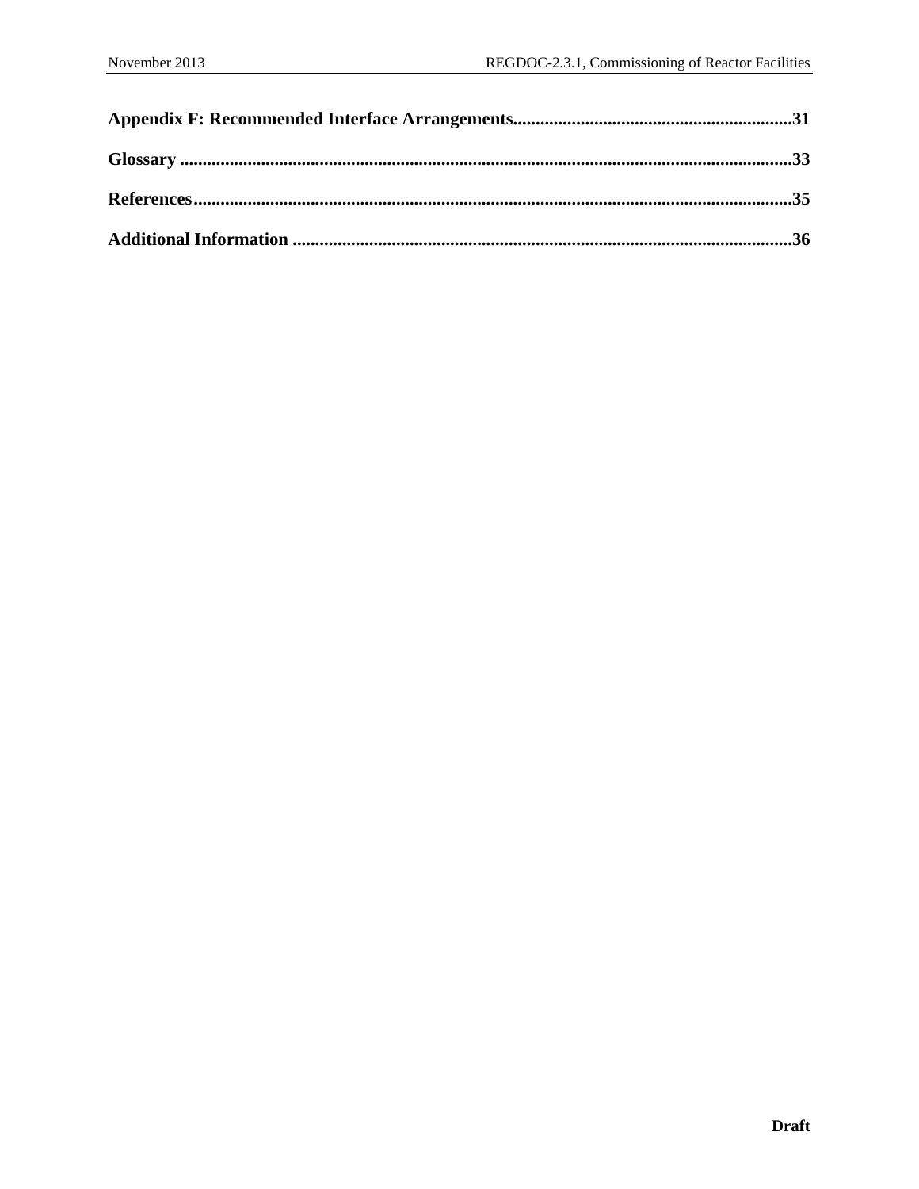**Appendix F: Recommended Interface Arrangements..............................................................31**

**Glossary .......................................................................................................................................33**

**References...................................................................................................................................35**

**Additional Information ..............................................................................................................36**

**Draft**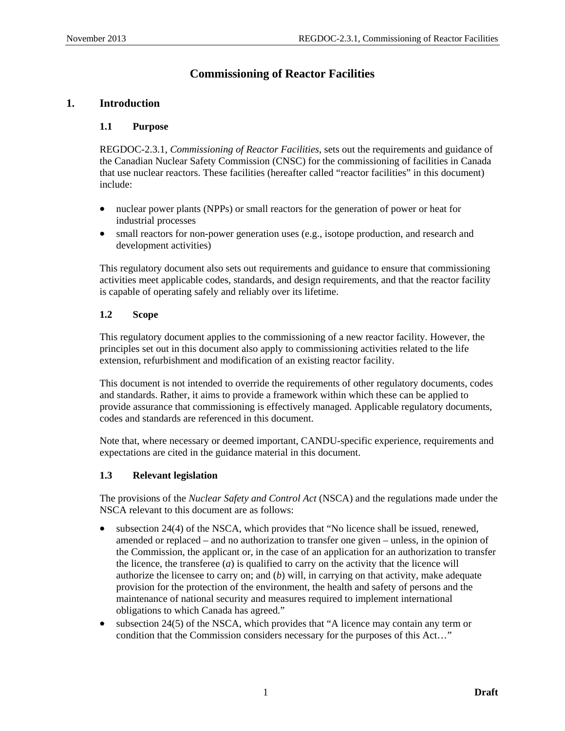# Commissioning of Reactor Facilities

## 1. Introduction

### 1.1 Purpose

REGDOC-2.3.1, *Commissioning of Reactor Facilities*, sets out the requirements and guidance of the Canadian Nuclear Safety Commission (CNSC) for the commissioning of facilities in Canada that use nuclear reactors. These facilities (hereafter called "reactor facilities" in this document) include:

- nuclear power plants (NPPs) or small reactors for the generation of power or heat for industrial processes
- small reactors for non-power generation uses (e.g., isotope production, and research and development activities)

This regulatory document also sets out requirements and guidance to ensure that commissioning activities meet applicable codes, standards, and design requirements, and that the reactor facility is capable of operating safely and reliably over its lifetime.

### 1.2 Scope

This regulatory document applies to the commissioning of a new reactor facility. However, the principles set out in this document also apply to commissioning activities related to the life extension, refurbishment and modification of an existing reactor facility.

This document is not intended to override the requirements of other regulatory documents, codes and standards. Rather, it aims to provide a framework within which these can be applied to provide assurance that commissioning is effectively managed. Applicable regulatory documents, codes and standards are referenced in this document.

Note that, where necessary or deemed important, CANDU-specific experience, requirements and expectations are cited in the guidance material in this document.

### 1.3 Relevant legislation

The provisions of the *Nuclear Safety and Control Act* (NSCA) and the regulations made under the NSCA relevant to this document are as follows:

- subsection 24(4) of the NSCA, which provides that "No licence shall be issued, renewed, amended or replaced – and no authorization to transfer one given – unless, in the opinion of the Commission, the applicant or, in the case of an application for an authorization to transfer the licence, the transferee (*a*) is qualified to carry on the activity that the licence will authorize the licensee to carry on; and (*b*) will, in carrying on that activity, make adequate provision for the protection of the environment, the health and safety of persons and the maintenance of national security and measures required to implement international obligations to which Canada has agreed."
- subsection 24(5) of the NSCA, which provides that "A licence may contain any term or condition that the Commission considers necessary for the purposes of this Act…"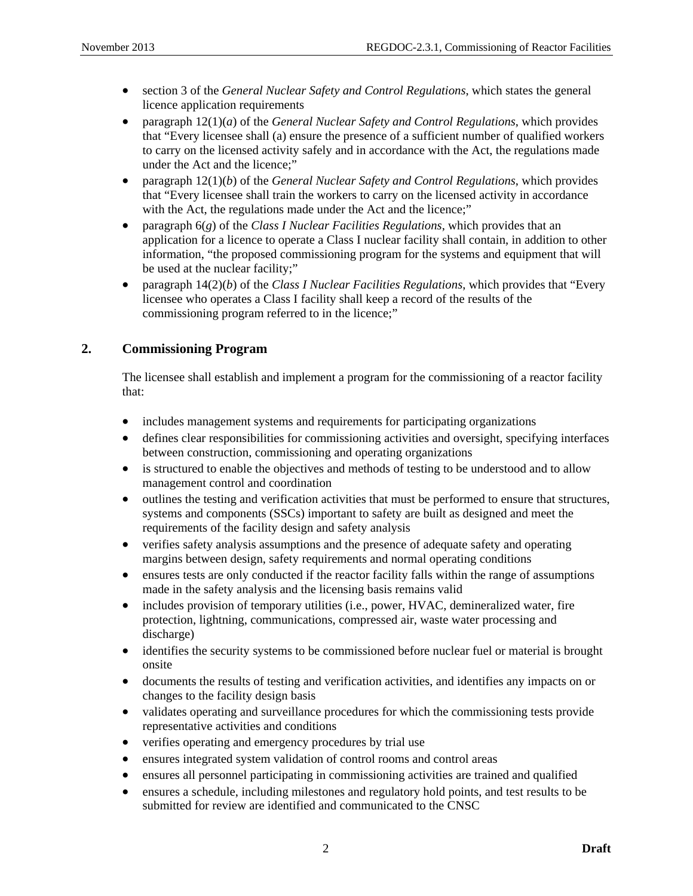- section 3 of the *General Nuclear Safety and Control Regulations*, which states the general licence application requirements
- paragraph 12(1)(*a*) of the *General Nuclear Safety and Control Regulations*, which provides that "Every licensee shall (a) ensure the presence of a sufficient number of qualified workers to carry on the licensed activity safely and in accordance with the Act, the regulations made under the Act and the licence;"
- paragraph 12(1)(*b*) of the *General Nuclear Safety and Control Regulations*, which provides that "Every licensee shall train the workers to carry on the licensed activity in accordance with the Act, the regulations made under the Act and the licence;"
- paragraph 6(*g*) of the *Class I Nuclear Facilities Regulations*, which provides that an application for a licence to operate a Class I nuclear facility shall contain, in addition to other information, "the proposed commissioning program for the systems and equipment that will be used at the nuclear facility;"
- paragraph 14(2)(*b*) of the *Class I Nuclear Facilities Regulations*, which provides that "Every licensee who operates a Class I facility shall keep a record of the results of the commissioning program referred to in the licence;"

## 2. Commissioning Program

The licensee shall establish and implement a program for the commissioning of a reactor facility that:

- includes management systems and requirements for participating organizations
- defines clear responsibilities for commissioning activities and oversight, specifying interfaces between construction, commissioning and operating organizations
- is structured to enable the objectives and methods of testing to be understood and to allow management control and coordination
- outlines the testing and verification activities that must be performed to ensure that structures, systems and components (SSCs) important to safety are built as designed and meet the requirements of the facility design and safety analysis
- verifies safety analysis assumptions and the presence of adequate safety and operating margins between design, safety requirements and normal operating conditions
- ensures tests are only conducted if the reactor facility falls within the range of assumptions made in the safety analysis and the licensing basis remains valid
- includes provision of temporary utilities (i.e., power, HVAC, demineralized water, fire protection, lightning, communications, compressed air, waste water processing and discharge)
- identifies the security systems to be commissioned before nuclear fuel or material is brought onsite
- documents the results of testing and verification activities, and identifies any impacts on or changes to the facility design basis
- validates operating and surveillance procedures for which the commissioning tests provide representative activities and conditions
- verifies operating and emergency procedures by trial use
- ensures integrated system validation of control rooms and control areas
- ensures all personnel participating in commissioning activities are trained and qualified
- ensures a schedule, including milestones and regulatory hold points, and test results to be submitted for review are identified and communicated to the CNSC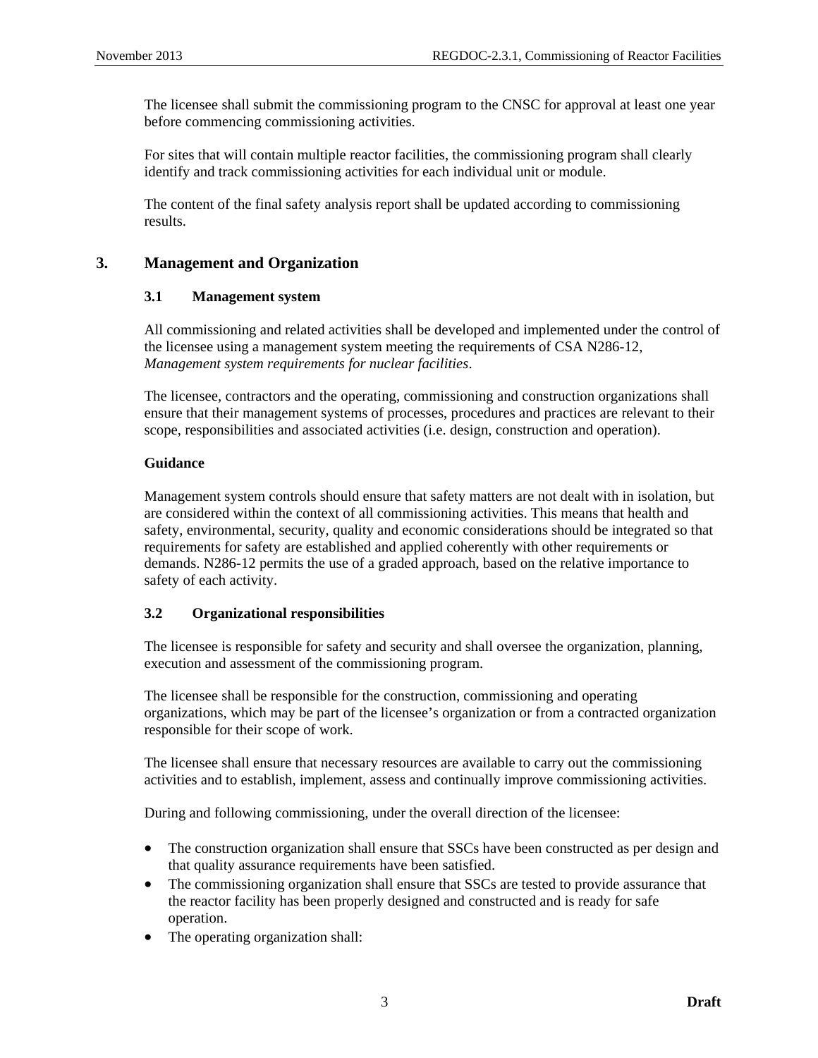The licensee shall submit the commissioning program to the CNSC for approval at least one year before commencing commissioning activities.

For sites that will contain multiple reactor facilities, the commissioning program shall clearly identify and track commissioning activities for each individual unit or module.

The content of the final safety analysis report shall be updated according to commissioning results.

# 3. Management and Organization

## 3.1 Management system

All commissioning and related activities shall be developed and implemented under the control of the licensee using a management system meeting the requirements of CSA N286-12, *Management system requirements for nuclear facilities*.

The licensee, contractors and the operating, commissioning and construction organizations shall ensure that their management systems of processes, procedures and practices are relevant to their scope, responsibilities and associated activities (i.e. design, construction and operation).

**Guidance**

Management system controls should ensure that safety matters are not dealt with in isolation, but are considered within the context of all commissioning activities. This means that health and safety, environmental, security, quality and economic considerations should be integrated so that requirements for safety are established and applied coherently with other requirements or demands. N286-12 permits the use of a graded approach, based on the relative importance to safety of each activity.

## 3.2 Organizational responsibilities

The licensee is responsible for safety and security and shall oversee the organization, planning, execution and assessment of the commissioning program.

The licensee shall be responsible for the construction, commissioning and operating organizations, which may be part of the licensee's organization or from a contracted organization responsible for their scope of work.

The licensee shall ensure that necessary resources are available to carry out the commissioning activities and to establish, implement, assess and continually improve commissioning activities.

During and following commissioning, under the overall direction of the licensee:

- The construction organization shall ensure that SSCs have been constructed as per design and that quality assurance requirements have been satisfied.
- The commissioning organization shall ensure that SSCs are tested to provide assurance that the reactor facility has been properly designed and constructed and is ready for safe operation.
- The operating organization shall: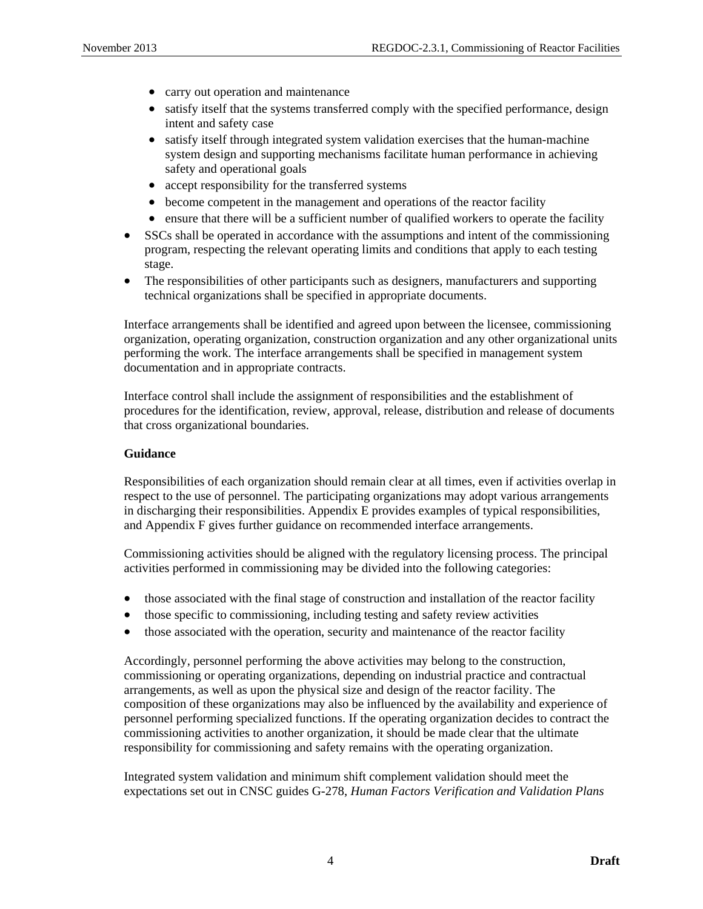- carry out operation and maintenance
  - satisfy itself that the systems transferred comply with the specified performance, design intent and safety case
  - satisfy itself through integrated system validation exercises that the human-machine system design and supporting mechanisms facilitate human performance in achieving safety and operational goals
  - accept responsibility for the transferred systems
  - become competent in the management and operations of the reactor facility
  - ensure that there will be a sufficient number of qualified workers to operate the facility
- SSCs shall be operated in accordance with the assumptions and intent of the commissioning program, respecting the relevant operating limits and conditions that apply to each testing stage.
- The responsibilities of other participants such as designers, manufacturers and supporting technical organizations shall be specified in appropriate documents.

Interface arrangements shall be identified and agreed upon between the licensee, commissioning organization, operating organization, construction organization and any other organizational units performing the work. The interface arrangements shall be specified in management system documentation and in appropriate contracts.

Interface control shall include the assignment of responsibilities and the establishment of procedures for the identification, review, approval, release, distribution and release of documents that cross organizational boundaries.

**Guidance**

Responsibilities of each organization should remain clear at all times, even if activities overlap in respect to the use of personnel. The participating organizations may adopt various arrangements in discharging their responsibilities. Appendix E provides examples of typical responsibilities, and Appendix F gives further guidance on recommended interface arrangements.

Commissioning activities should be aligned with the regulatory licensing process. The principal activities performed in commissioning may be divided into the following categories:

- those associated with the final stage of construction and installation of the reactor facility
- those specific to commissioning, including testing and safety review activities
- those associated with the operation, security and maintenance of the reactor facility

Accordingly, personnel performing the above activities may belong to the construction, commissioning or operating organizations, depending on industrial practice and contractual arrangements, as well as upon the physical size and design of the reactor facility. The composition of these organizations may also be influenced by the availability and experience of personnel performing specialized functions. If the operating organization decides to contract the commissioning activities to another organization, it should be made clear that the ultimate responsibility for commissioning and safety remains with the operating organization.

Integrated system validation and minimum shift complement validation should meet the expectations set out in CNSC guides G-278, *Human Factors Verification and Validation Plans*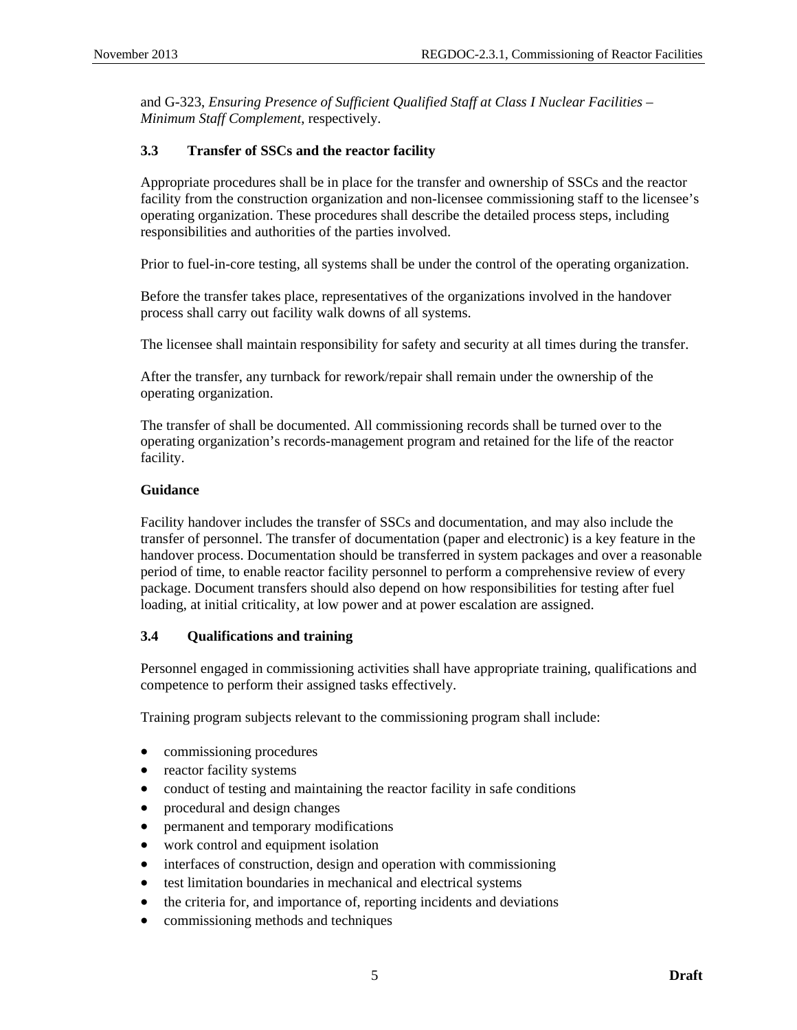and G-323, *Ensuring Presence of Sufficient Qualified Staff at Class I Nuclear Facilities – Minimum Staff Complement*, respectively.

### 3.3 Transfer of SSCs and the reactor facility

Appropriate procedures shall be in place for the transfer and ownership of SSCs and the reactor facility from the construction organization and non-licensee commissioning staff to the licensee's operating organization. These procedures shall describe the detailed process steps, including responsibilities and authorities of the parties involved.

Prior to fuel-in-core testing, all systems shall be under the control of the operating organization.

Before the transfer takes place, representatives of the organizations involved in the handover process shall carry out facility walk downs of all systems.

The licensee shall maintain responsibility for safety and security at all times during the transfer.

After the transfer, any turnback for rework/repair shall remain under the ownership of the operating organization.

The transfer of shall be documented. All commissioning records shall be turned over to the operating organization's records-management program and retained for the life of the reactor facility.

**Guidance**

Facility handover includes the transfer of SSCs and documentation, and may also include the transfer of personnel. The transfer of documentation (paper and electronic) is a key feature in the handover process. Documentation should be transferred in system packages and over a reasonable period of time, to enable reactor facility personnel to perform a comprehensive review of every package. Document transfers should also depend on how responsibilities for testing after fuel loading, at initial criticality, at low power and at power escalation are assigned.

### 3.4 Qualifications and training

Personnel engaged in commissioning activities shall have appropriate training, qualifications and competence to perform their assigned tasks effectively.

Training program subjects relevant to the commissioning program shall include:

- commissioning procedures
- reactor facility systems
- conduct of testing and maintaining the reactor facility in safe conditions
- procedural and design changes
- permanent and temporary modifications
- work control and equipment isolation
- interfaces of construction, design and operation with commissioning
- test limitation boundaries in mechanical and electrical systems
- the criteria for, and importance of, reporting incidents and deviations
- commissioning methods and techniques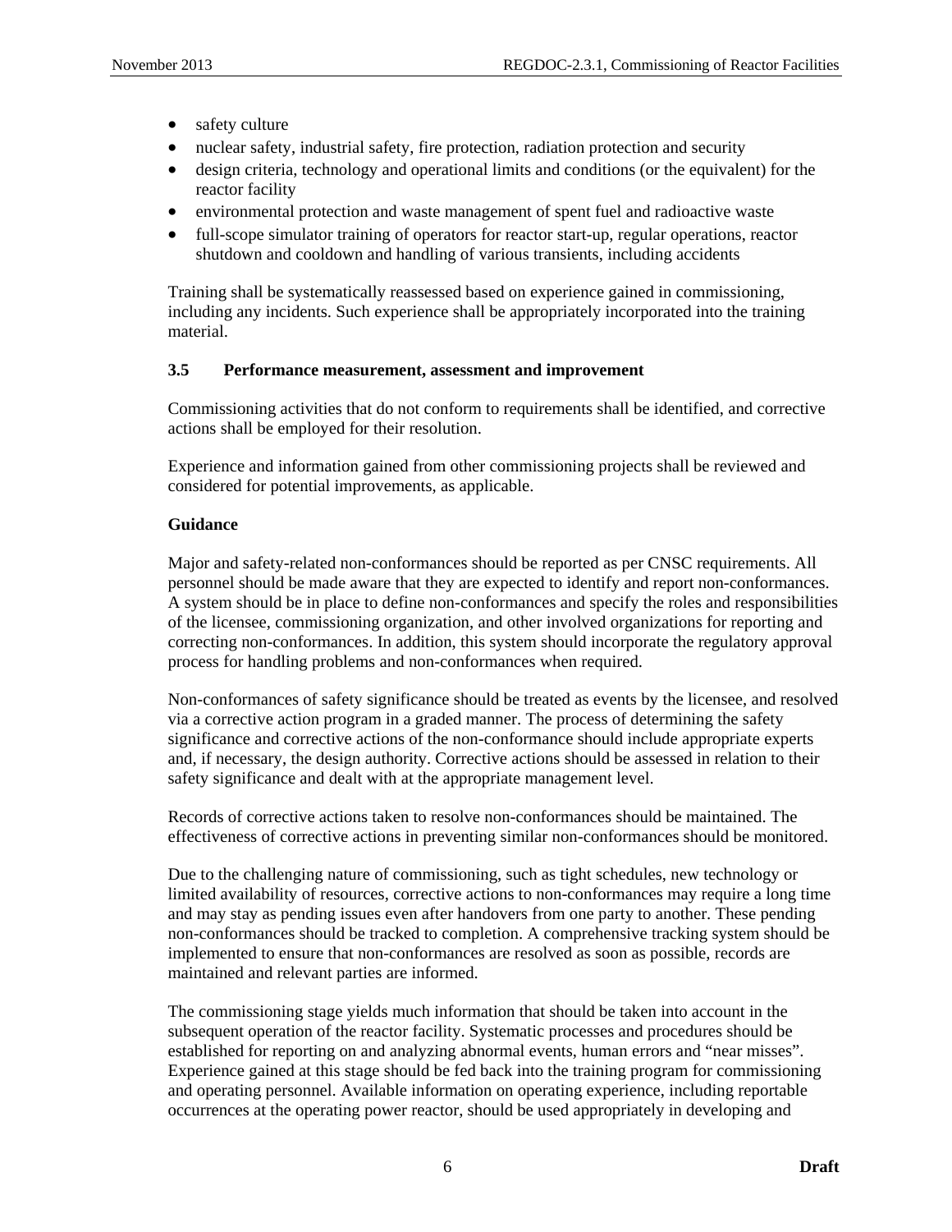- safety culture
- nuclear safety, industrial safety, fire protection, radiation protection and security
- design criteria, technology and operational limits and conditions (or the equivalent) for the reactor facility
- environmental protection and waste management of spent fuel and radioactive waste
- full-scope simulator training of operators for reactor start-up, regular operations, reactor shutdown and cooldown and handling of various transients, including accidents

Training shall be systematically reassessed based on experience gained in commissioning, including any incidents. Such experience shall be appropriately incorporated into the training material.

### 3.5 Performance measurement, assessment and improvement

Commissioning activities that do not conform to requirements shall be identified, and corrective actions shall be employed for their resolution.

Experience and information gained from other commissioning projects shall be reviewed and considered for potential improvements, as applicable.

**Guidance**

Major and safety-related non-conformances should be reported as per CNSC requirements. All personnel should be made aware that they are expected to identify and report non-conformances. A system should be in place to define non-conformances and specify the roles and responsibilities of the licensee, commissioning organization, and other involved organizations for reporting and correcting non-conformances. In addition, this system should incorporate the regulatory approval process for handling problems and non-conformances when required.

Non-conformances of safety significance should be treated as events by the licensee, and resolved via a corrective action program in a graded manner. The process of determining the safety significance and corrective actions of the non-conformance should include appropriate experts and, if necessary, the design authority. Corrective actions should be assessed in relation to their safety significance and dealt with at the appropriate management level.

Records of corrective actions taken to resolve non-conformances should be maintained. The effectiveness of corrective actions in preventing similar non-conformances should be monitored.

Due to the challenging nature of commissioning, such as tight schedules, new technology or limited availability of resources, corrective actions to non-conformances may require a long time and may stay as pending issues even after handovers from one party to another. These pending non-conformances should be tracked to completion. A comprehensive tracking system should be implemented to ensure that non-conformances are resolved as soon as possible, records are maintained and relevant parties are informed.

The commissioning stage yields much information that should be taken into account in the subsequent operation of the reactor facility. Systematic processes and procedures should be established for reporting on and analyzing abnormal events, human errors and "near misses". Experience gained at this stage should be fed back into the training program for commissioning and operating personnel. Available information on operating experience, including reportable occurrences at the operating power reactor, should be used appropriately in developing and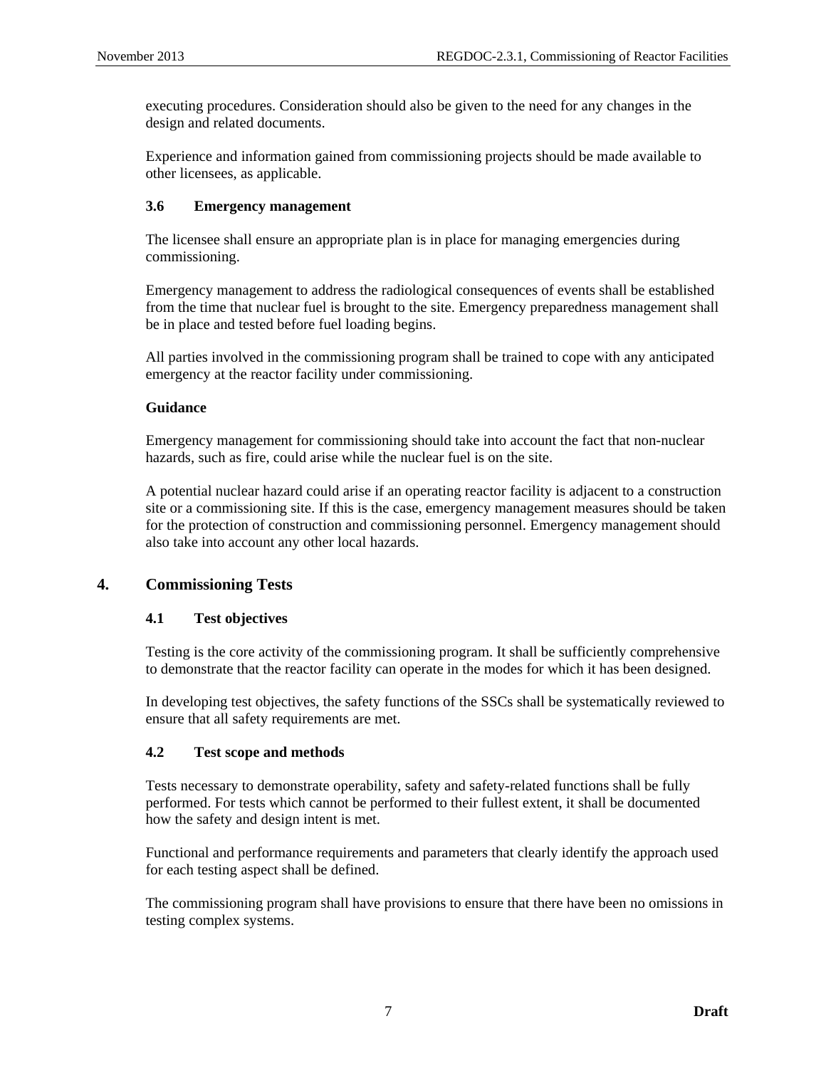executing procedures. Consideration should also be given to the need for any changes in the design and related documents.

Experience and information gained from commissioning projects should be made available to other licensees, as applicable.

### 3.6 Emergency management

The licensee shall ensure an appropriate plan is in place for managing emergencies during commissioning.

Emergency management to address the radiological consequences of events shall be established from the time that nuclear fuel is brought to the site. Emergency preparedness management shall be in place and tested before fuel loading begins.

All parties involved in the commissioning program shall be trained to cope with any anticipated emergency at the reactor facility under commissioning.

**Guidance**

Emergency management for commissioning should take into account the fact that non-nuclear hazards, such as fire, could arise while the nuclear fuel is on the site.

A potential nuclear hazard could arise if an operating reactor facility is adjacent to a construction site or a commissioning site. If this is the case, emergency management measures should be taken for the protection of construction and commissioning personnel. Emergency management should also take into account any other local hazards.

## 4. Commissioning Tests

### 4.1 Test objectives

Testing is the core activity of the commissioning program. It shall be sufficiently comprehensive to demonstrate that the reactor facility can operate in the modes for which it has been designed.

In developing test objectives, the safety functions of the SSCs shall be systematically reviewed to ensure that all safety requirements are met.

### 4.2 Test scope and methods

Tests necessary to demonstrate operability, safety and safety-related functions shall be fully performed. For tests which cannot be performed to their fullest extent, it shall be documented how the safety and design intent is met.

Functional and performance requirements and parameters that clearly identify the approach used for each testing aspect shall be defined.

The commissioning program shall have provisions to ensure that there have been no omissions in testing complex systems.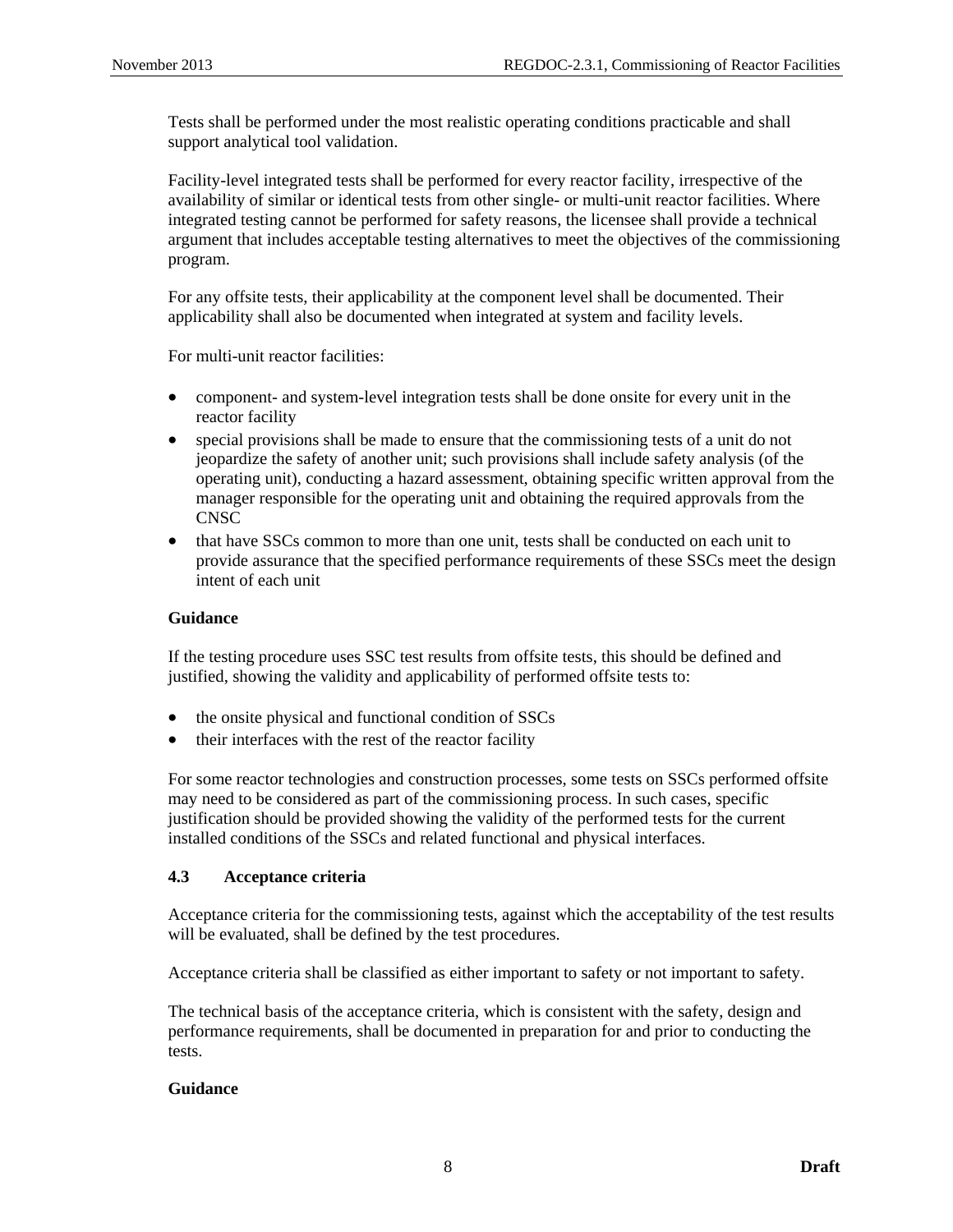Tests shall be performed under the most realistic operating conditions practicable and shall support analytical tool validation.

Facility-level integrated tests shall be performed for every reactor facility, irrespective of the availability of similar or identical tests from other single- or multi-unit reactor facilities. Where integrated testing cannot be performed for safety reasons, the licensee shall provide a technical argument that includes acceptable testing alternatives to meet the objectives of the commissioning program.

For any offsite tests, their applicability at the component level shall be documented. Their applicability shall also be documented when integrated at system and facility levels.

For multi-unit reactor facilities:

- component- and system-level integration tests shall be done onsite for every unit in the reactor facility
- special provisions shall be made to ensure that the commissioning tests of a unit do not jeopardize the safety of another unit; such provisions shall include safety analysis (of the operating unit), conducting a hazard assessment, obtaining specific written approval from the manager responsible for the operating unit and obtaining the required approvals from the CNSC
- that have SSCs common to more than one unit, tests shall be conducted on each unit to provide assurance that the specified performance requirements of these SSCs meet the design intent of each unit

**Guidance**

If the testing procedure uses SSC test results from offsite tests, this should be defined and justified, showing the validity and applicability of performed offsite tests to:

- the onsite physical and functional condition of SSCs
- their interfaces with the rest of the reactor facility

For some reactor technologies and construction processes, some tests on SSCs performed offsite may need to be considered as part of the commissioning process. In such cases, specific justification should be provided showing the validity of the performed tests for the current installed conditions of the SSCs and related functional and physical interfaces.

### 4.3 Acceptance criteria

Acceptance criteria for the commissioning tests, against which the acceptability of the test results will be evaluated, shall be defined by the test procedures.

Acceptance criteria shall be classified as either important to safety or not important to safety.

The technical basis of the acceptance criteria, which is consistent with the safety, design and performance requirements, shall be documented in preparation for and prior to conducting the tests.

**Guidance**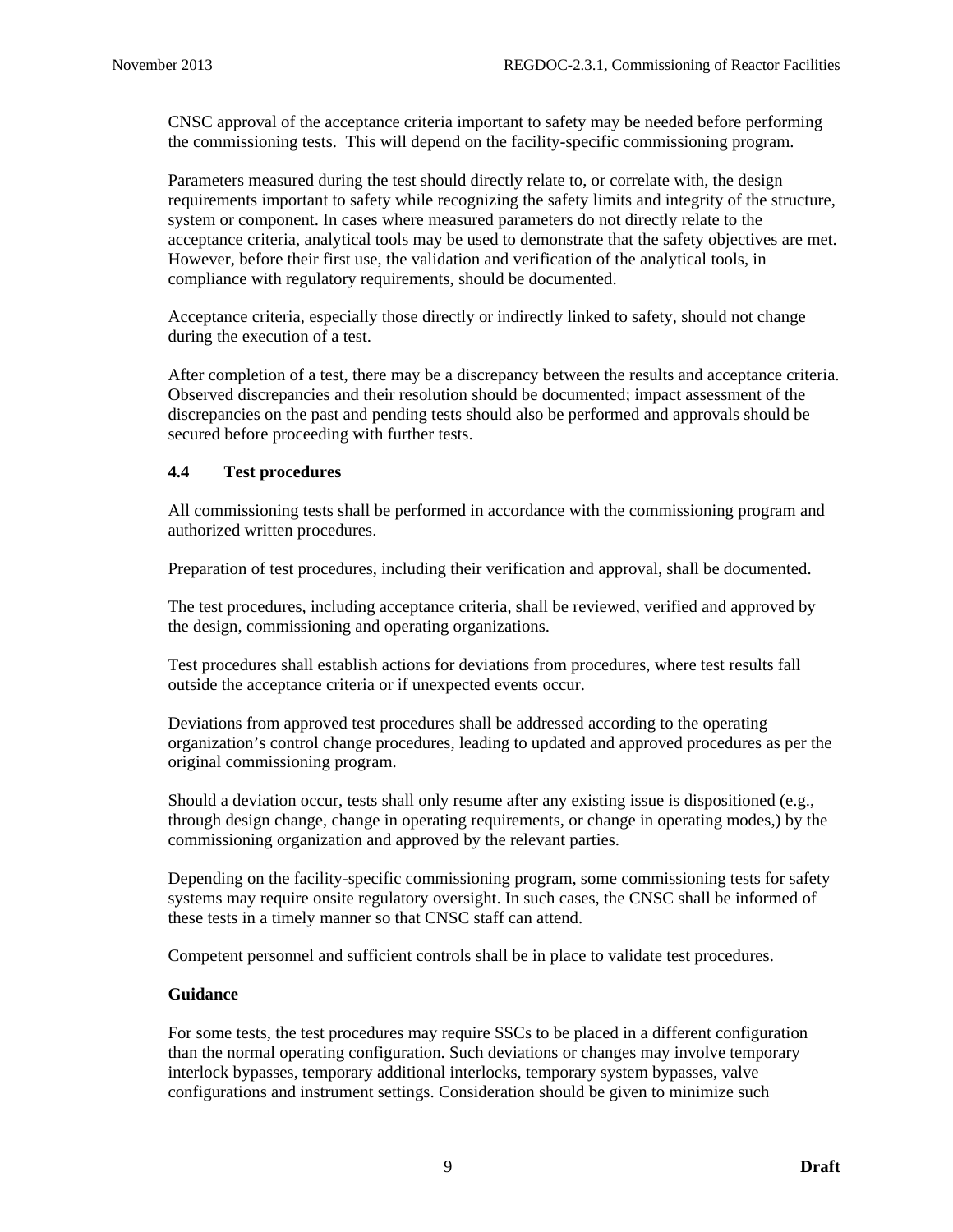CNSC approval of the acceptance criteria important to safety may be needed before performing the commissioning tests. This will depend on the facility-specific commissioning program.

Parameters measured during the test should directly relate to, or correlate with, the design requirements important to safety while recognizing the safety limits and integrity of the structure, system or component. In cases where measured parameters do not directly relate to the acceptance criteria, analytical tools may be used to demonstrate that the safety objectives are met. However, before their first use, the validation and verification of the analytical tools, in compliance with regulatory requirements, should be documented.

Acceptance criteria, especially those directly or indirectly linked to safety, should not change during the execution of a test.

After completion of a test, there may be a discrepancy between the results and acceptance criteria. Observed discrepancies and their resolution should be documented; impact assessment of the discrepancies on the past and pending tests should also be performed and approvals should be secured before proceeding with further tests.

### 4.4 Test procedures

All commissioning tests shall be performed in accordance with the commissioning program and authorized written procedures.

Preparation of test procedures, including their verification and approval, shall be documented.

The test procedures, including acceptance criteria, shall be reviewed, verified and approved by the design, commissioning and operating organizations.

Test procedures shall establish actions for deviations from procedures, where test results fall outside the acceptance criteria or if unexpected events occur.

Deviations from approved test procedures shall be addressed according to the operating organization's control change procedures, leading to updated and approved procedures as per the original commissioning program.

Should a deviation occur, tests shall only resume after any existing issue is dispositioned (e.g., through design change, change in operating requirements, or change in operating modes,) by the commissioning organization and approved by the relevant parties.

Depending on the facility-specific commissioning program, some commissioning tests for safety systems may require onsite regulatory oversight. In such cases, the CNSC shall be informed of these tests in a timely manner so that CNSC staff can attend.

Competent personnel and sufficient controls shall be in place to validate test procedures.

**Guidance**

For some tests, the test procedures may require SSCs to be placed in a different configuration than the normal operating configuration. Such deviations or changes may involve temporary interlock bypasses, temporary additional interlocks, temporary system bypasses, valve configurations and instrument settings. Consideration should be given to minimize such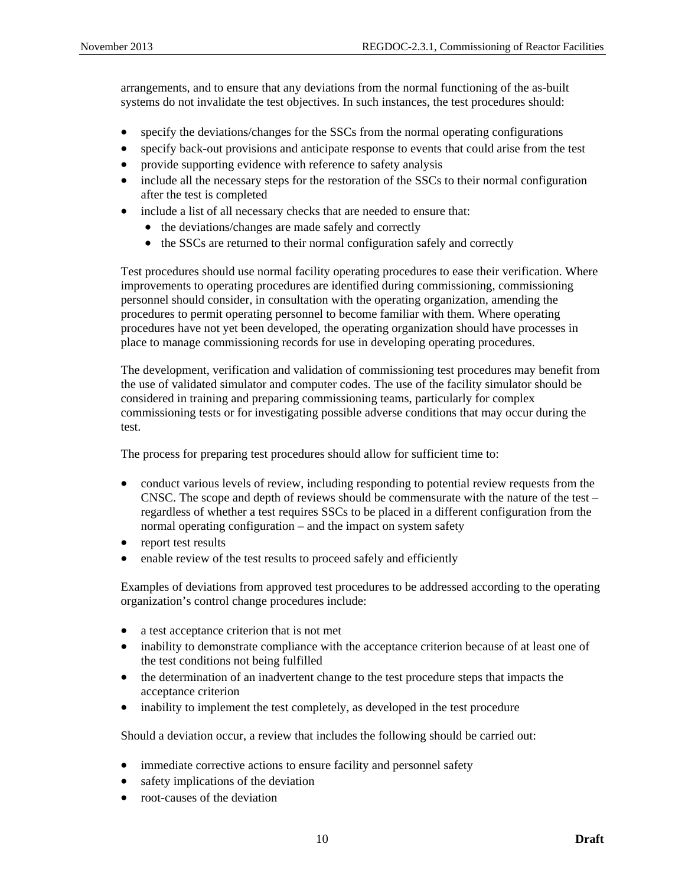arrangements, and to ensure that any deviations from the normal functioning of the as-built systems do not invalidate the test objectives. In such instances, the test procedures should:

- specify the deviations/changes for the SSCs from the normal operating configurations
- specify back-out provisions and anticipate response to events that could arise from the test
- provide supporting evidence with reference to safety analysis
- include all the necessary steps for the restoration of the SSCs to their normal configuration after the test is completed
- include a list of all necessary checks that are needed to ensure that:
  - the deviations/changes are made safely and correctly
  - the SSCs are returned to their normal configuration safely and correctly

Test procedures should use normal facility operating procedures to ease their verification. Where improvements to operating procedures are identified during commissioning, commissioning personnel should consider, in consultation with the operating organization, amending the procedures to permit operating personnel to become familiar with them. Where operating procedures have not yet been developed, the operating organization should have processes in place to manage commissioning records for use in developing operating procedures.

The development, verification and validation of commissioning test procedures may benefit from the use of validated simulator and computer codes. The use of the facility simulator should be considered in training and preparing commissioning teams, particularly for complex commissioning tests or for investigating possible adverse conditions that may occur during the test.

The process for preparing test procedures should allow for sufficient time to:

- conduct various levels of review, including responding to potential review requests from the CNSC. The scope and depth of reviews should be commensurate with the nature of the test – regardless of whether a test requires SSCs to be placed in a different configuration from the normal operating configuration – and the impact on system safety
- report test results
- enable review of the test results to proceed safely and efficiently

Examples of deviations from approved test procedures to be addressed according to the operating organization's control change procedures include:

- a test acceptance criterion that is not met
- inability to demonstrate compliance with the acceptance criterion because of at least one of the test conditions not being fulfilled
- the determination of an inadvertent change to the test procedure steps that impacts the acceptance criterion
- inability to implement the test completely, as developed in the test procedure

Should a deviation occur, a review that includes the following should be carried out:

- immediate corrective actions to ensure facility and personnel safety
- safety implications of the deviation
- root-causes of the deviation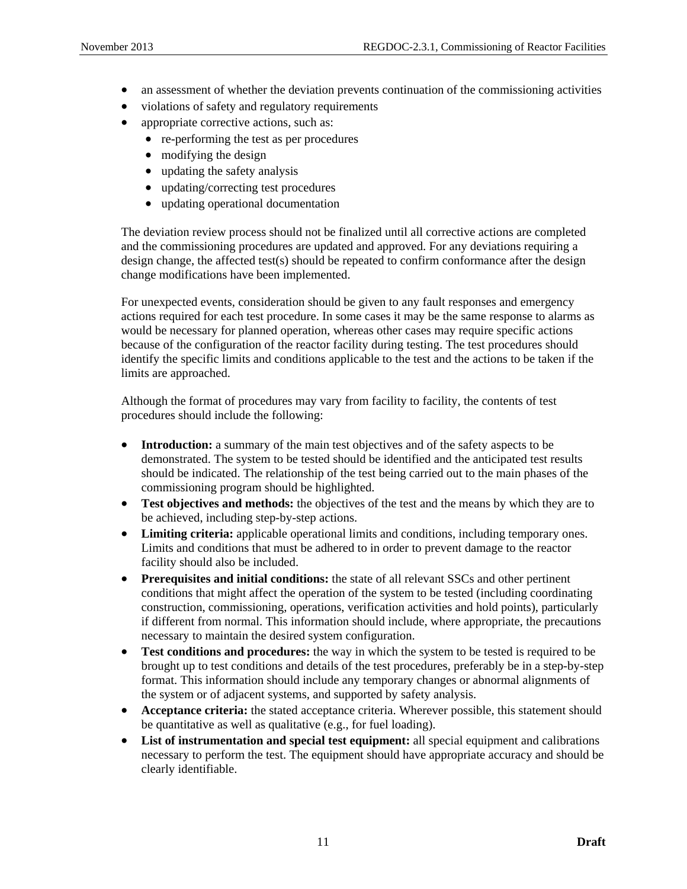- an assessment of whether the deviation prevents continuation of the commissioning activities
- violations of safety and regulatory requirements
- appropriate corrective actions, such as:
  - re-performing the test as per procedures
  - modifying the design
  - updating the safety analysis
  - updating/correcting test procedures
  - updating operational documentation

The deviation review process should not be finalized until all corrective actions are completed and the commissioning procedures are updated and approved. For any deviations requiring a design change, the affected test(s) should be repeated to confirm conformance after the design change modifications have been implemented.

For unexpected events, consideration should be given to any fault responses and emergency actions required for each test procedure. In some cases it may be the same response to alarms as would be necessary for planned operation, whereas other cases may require specific actions because of the configuration of the reactor facility during testing. The test procedures should identify the specific limits and conditions applicable to the test and the actions to be taken if the limits are approached.

Although the format of procedures may vary from facility to facility, the contents of test procedures should include the following:

- **Introduction:** a summary of the main test objectives and of the safety aspects to be demonstrated. The system to be tested should be identified and the anticipated test results should be indicated. The relationship of the test being carried out to the main phases of the commissioning program should be highlighted.
- **Test objectives and methods:** the objectives of the test and the means by which they are to be achieved, including step-by-step actions.
- **Limiting criteria:** applicable operational limits and conditions, including temporary ones. Limits and conditions that must be adhered to in order to prevent damage to the reactor facility should also be included.
- **Prerequisites and initial conditions:** the state of all relevant SSCs and other pertinent conditions that might affect the operation of the system to be tested (including coordinating construction, commissioning, operations, verification activities and hold points), particularly if different from normal. This information should include, where appropriate, the precautions necessary to maintain the desired system configuration.
- **Test conditions and procedures:** the way in which the system to be tested is required to be brought up to test conditions and details of the test procedures, preferably be in a step-by-step format. This information should include any temporary changes or abnormal alignments of the system or of adjacent systems, and supported by safety analysis.
- **Acceptance criteria:** the stated acceptance criteria. Wherever possible, this statement should be quantitative as well as qualitative (e.g., for fuel loading).
- **List of instrumentation and special test equipment:** all special equipment and calibrations necessary to perform the test. The equipment should have appropriate accuracy and should be clearly identifiable.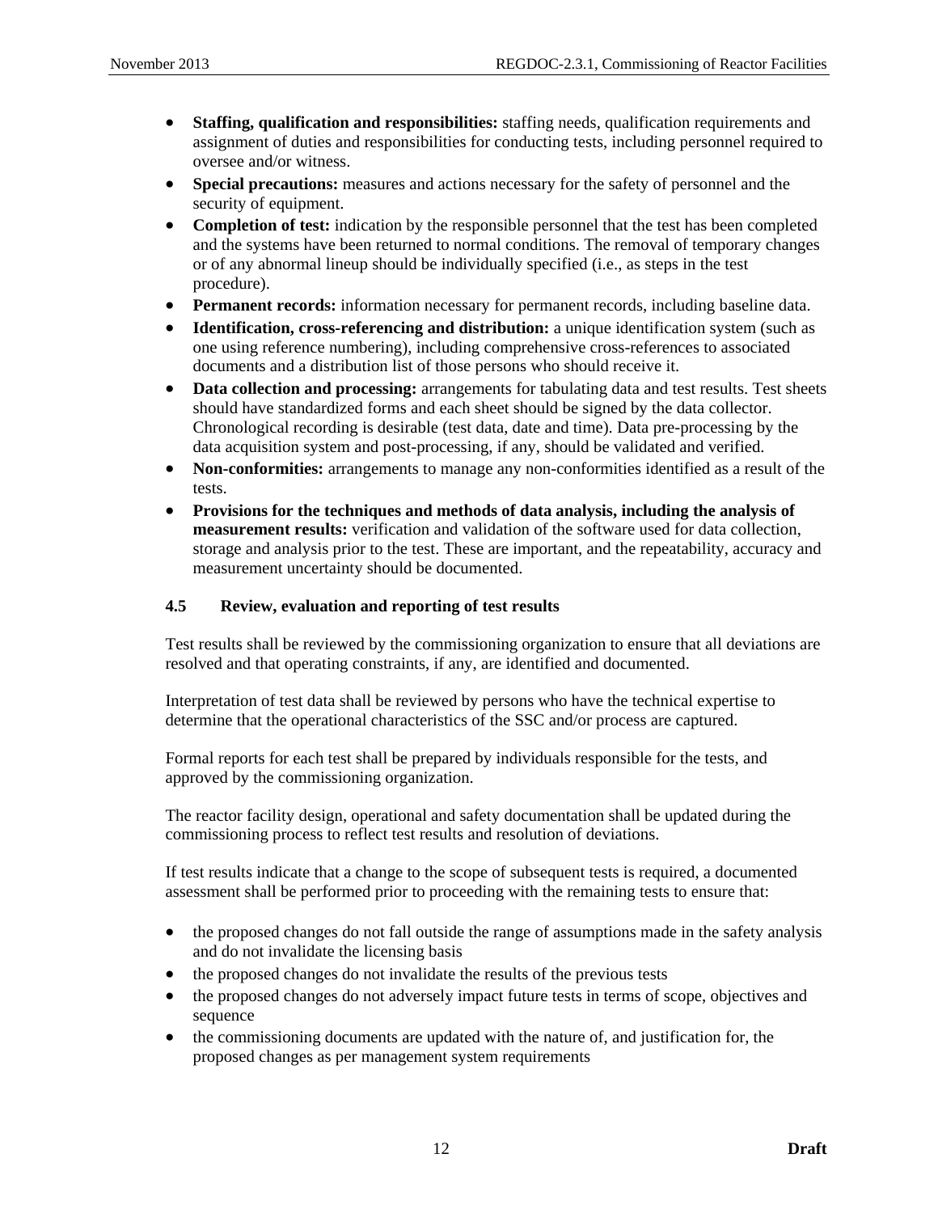- **Staffing, qualification and responsibilities:** staffing needs, qualification requirements and assignment of duties and responsibilities for conducting tests, including personnel required to oversee and/or witness.
- **Special precautions:** measures and actions necessary for the safety of personnel and the security of equipment.
- **Completion of test:** indication by the responsible personnel that the test has been completed and the systems have been returned to normal conditions. The removal of temporary changes or of any abnormal lineup should be individually specified (i.e., as steps in the test procedure).
- **Permanent records:** information necessary for permanent records, including baseline data.
- **Identification, cross-referencing and distribution:** a unique identification system (such as one using reference numbering), including comprehensive cross-references to associated documents and a distribution list of those persons who should receive it.
- **Data collection and processing:** arrangements for tabulating data and test results. Test sheets should have standardized forms and each sheet should be signed by the data collector. Chronological recording is desirable (test data, date and time). Data pre-processing by the data acquisition system and post-processing, if any, should be validated and verified.
- **Non-conformities:** arrangements to manage any non-conformities identified as a result of the tests.
- **Provisions for the techniques and methods of data analysis, including the analysis of measurement results:** verification and validation of the software used for data collection, storage and analysis prior to the test. These are important, and the repeatability, accuracy and measurement uncertainty should be documented.

### 4.5 Review, evaluation and reporting of test results

Test results shall be reviewed by the commissioning organization to ensure that all deviations are resolved and that operating constraints, if any, are identified and documented.

Interpretation of test data shall be reviewed by persons who have the technical expertise to determine that the operational characteristics of the SSC and/or process are captured.

Formal reports for each test shall be prepared by individuals responsible for the tests, and approved by the commissioning organization.

The reactor facility design, operational and safety documentation shall be updated during the commissioning process to reflect test results and resolution of deviations.

If test results indicate that a change to the scope of subsequent tests is required, a documented assessment shall be performed prior to proceeding with the remaining tests to ensure that:

- the proposed changes do not fall outside the range of assumptions made in the safety analysis and do not invalidate the licensing basis
- the proposed changes do not invalidate the results of the previous tests
- the proposed changes do not adversely impact future tests in terms of scope, objectives and sequence
- the commissioning documents are updated with the nature of, and justification for, the proposed changes as per management system requirements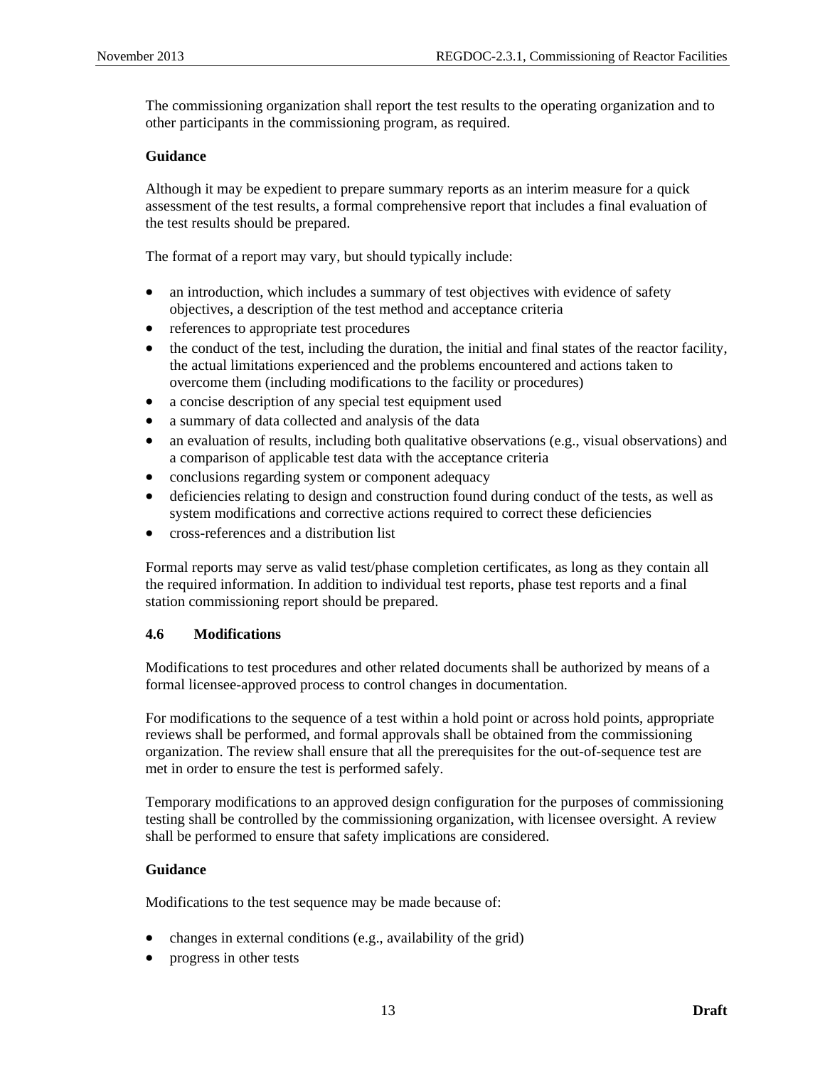The commissioning organization shall report the test results to the operating organization and to other participants in the commissioning program, as required.

**Guidance**

Although it may be expedient to prepare summary reports as an interim measure for a quick assessment of the test results, a formal comprehensive report that includes a final evaluation of the test results should be prepared.

The format of a report may vary, but should typically include:

- an introduction, which includes a summary of test objectives with evidence of safety objectives, a description of the test method and acceptance criteria
- references to appropriate test procedures
- the conduct of the test, including the duration, the initial and final states of the reactor facility, the actual limitations experienced and the problems encountered and actions taken to overcome them (including modifications to the facility or procedures)
- a concise description of any special test equipment used
- a summary of data collected and analysis of the data
- an evaluation of results, including both qualitative observations (e.g., visual observations) and a comparison of applicable test data with the acceptance criteria
- conclusions regarding system or component adequacy
- deficiencies relating to design and construction found during conduct of the tests, as well as system modifications and corrective actions required to correct these deficiencies
- cross-references and a distribution list

Formal reports may serve as valid test/phase completion certificates, as long as they contain all the required information. In addition to individual test reports, phase test reports and a final station commissioning report should be prepared.

### 4.6 Modifications

Modifications to test procedures and other related documents shall be authorized by means of a formal licensee-approved process to control changes in documentation.

For modifications to the sequence of a test within a hold point or across hold points, appropriate reviews shall be performed, and formal approvals shall be obtained from the commissioning organization. The review shall ensure that all the prerequisites for the out-of-sequence test are met in order to ensure the test is performed safely.

Temporary modifications to an approved design configuration for the purposes of commissioning testing shall be controlled by the commissioning organization, with licensee oversight. A review shall be performed to ensure that safety implications are considered.

**Guidance**

Modifications to the test sequence may be made because of:

- changes in external conditions (e.g., availability of the grid)
- progress in other tests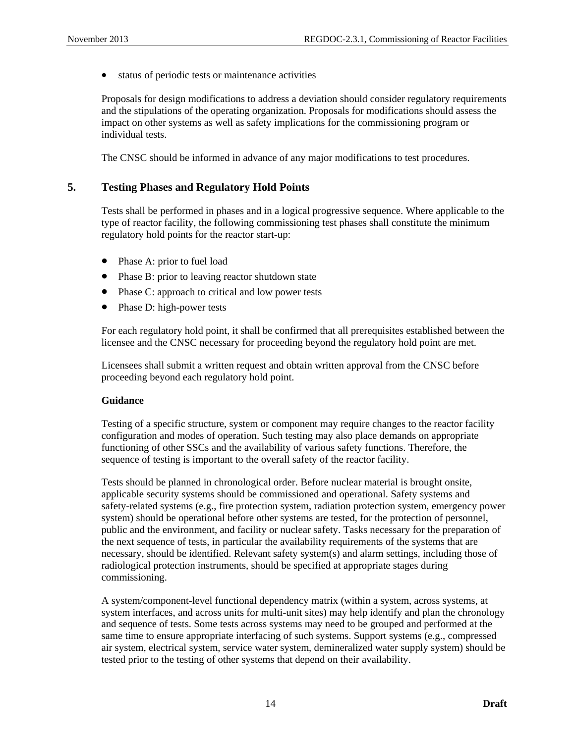- status of periodic tests or maintenance activities

Proposals for design modifications to address a deviation should consider regulatory requirements and the stipulations of the operating organization. Proposals for modifications should assess the impact on other systems as well as safety implications for the commissioning program or individual tests.

The CNSC should be informed in advance of any major modifications to test procedures.

## 5. Testing Phases and Regulatory Hold Points

Tests shall be performed in phases and in a logical progressive sequence. Where applicable to the type of reactor facility, the following commissioning test phases shall constitute the minimum regulatory hold points for the reactor start-up:

- Phase A: prior to fuel load
- Phase B: prior to leaving reactor shutdown state
- Phase C: approach to critical and low power tests
- Phase D: high-power tests

For each regulatory hold point, it shall be confirmed that all prerequisites established between the licensee and the CNSC necessary for proceeding beyond the regulatory hold point are met.

Licensees shall submit a written request and obtain written approval from the CNSC before proceeding beyond each regulatory hold point.

**Guidance**

Testing of a specific structure, system or component may require changes to the reactor facility configuration and modes of operation. Such testing may also place demands on appropriate functioning of other SSCs and the availability of various safety functions. Therefore, the sequence of testing is important to the overall safety of the reactor facility.

Tests should be planned in chronological order. Before nuclear material is brought onsite, applicable security systems should be commissioned and operational. Safety systems and safety-related systems (e.g., fire protection system, radiation protection system, emergency power system) should be operational before other systems are tested, for the protection of personnel, public and the environment, and facility or nuclear safety. Tasks necessary for the preparation of the next sequence of tests, in particular the availability requirements of the systems that are necessary, should be identified. Relevant safety system(s) and alarm settings, including those of radiological protection instruments, should be specified at appropriate stages during commissioning.

A system/component-level functional dependency matrix (within a system, across systems, at system interfaces, and across units for multi-unit sites) may help identify and plan the chronology and sequence of tests. Some tests across systems may need to be grouped and performed at the same time to ensure appropriate interfacing of such systems. Support systems (e.g., compressed air system, electrical system, service water system, demineralized water supply system) should be tested prior to the testing of other systems that depend on their availability.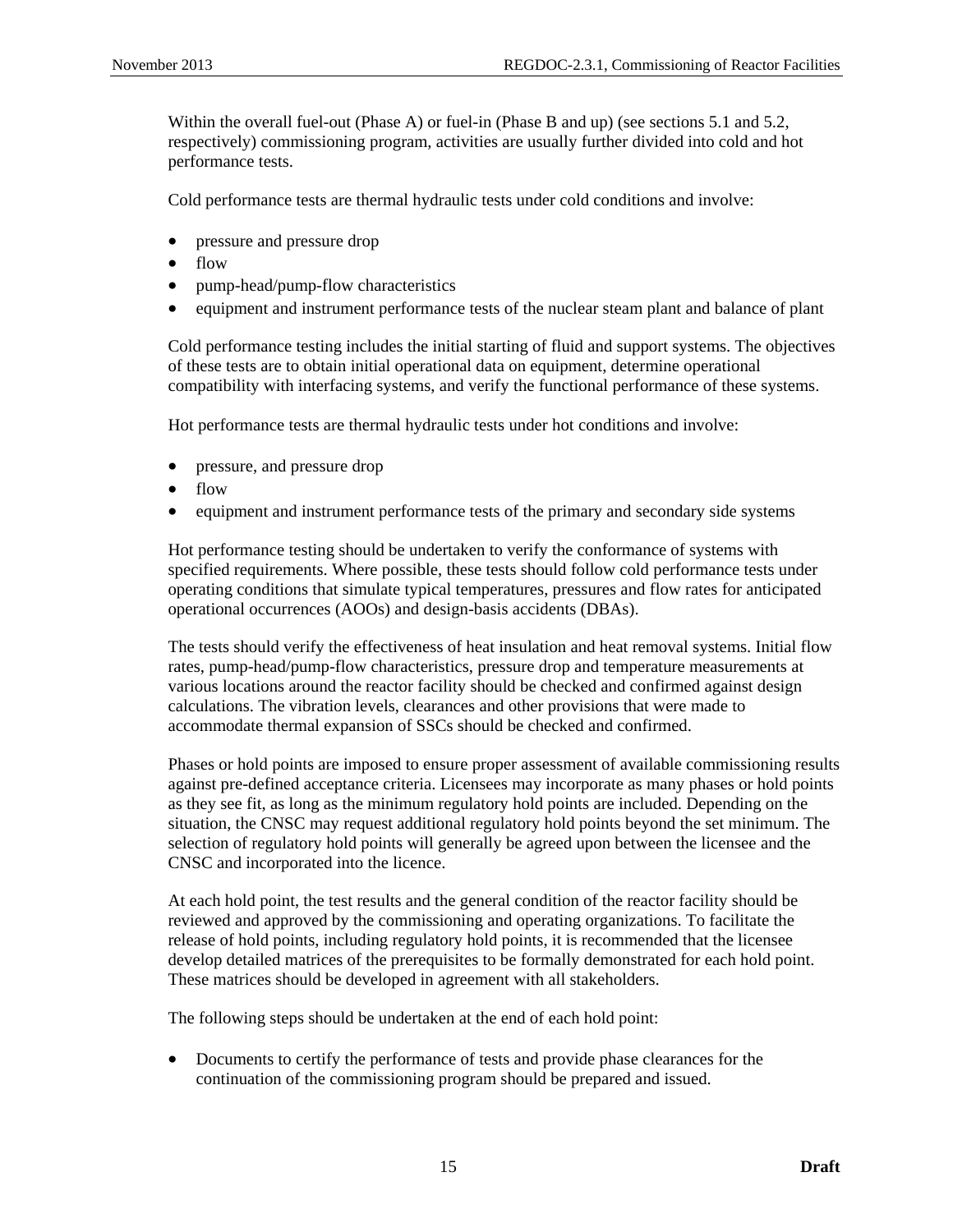Within the overall fuel-out (Phase A) or fuel-in (Phase B and up) (see sections 5.1 and 5.2, respectively) commissioning program, activities are usually further divided into cold and hot performance tests.

Cold performance tests are thermal hydraulic tests under cold conditions and involve:

- pressure and pressure drop
- flow
- pump-head/pump-flow characteristics
- equipment and instrument performance tests of the nuclear steam plant and balance of plant

Cold performance testing includes the initial starting of fluid and support systems. The objectives of these tests are to obtain initial operational data on equipment, determine operational compatibility with interfacing systems, and verify the functional performance of these systems.

Hot performance tests are thermal hydraulic tests under hot conditions and involve:

- pressure, and pressure drop
- flow
- equipment and instrument performance tests of the primary and secondary side systems

Hot performance testing should be undertaken to verify the conformance of systems with specified requirements. Where possible, these tests should follow cold performance tests under operating conditions that simulate typical temperatures, pressures and flow rates for anticipated operational occurrences (AOOs) and design-basis accidents (DBAs).

The tests should verify the effectiveness of heat insulation and heat removal systems. Initial flow rates, pump-head/pump-flow characteristics, pressure drop and temperature measurements at various locations around the reactor facility should be checked and confirmed against design calculations. The vibration levels, clearances and other provisions that were made to accommodate thermal expansion of SSCs should be checked and confirmed.

Phases or hold points are imposed to ensure proper assessment of available commissioning results against pre-defined acceptance criteria. Licensees may incorporate as many phases or hold points as they see fit, as long as the minimum regulatory hold points are included. Depending on the situation, the CNSC may request additional regulatory hold points beyond the set minimum. The selection of regulatory hold points will generally be agreed upon between the licensee and the CNSC and incorporated into the licence.

At each hold point, the test results and the general condition of the reactor facility should be reviewed and approved by the commissioning and operating organizations. To facilitate the release of hold points, including regulatory hold points, it is recommended that the licensee develop detailed matrices of the prerequisites to be formally demonstrated for each hold point. These matrices should be developed in agreement with all stakeholders.

The following steps should be undertaken at the end of each hold point:

- Documents to certify the performance of tests and provide phase clearances for the continuation of the commissioning program should be prepared and issued.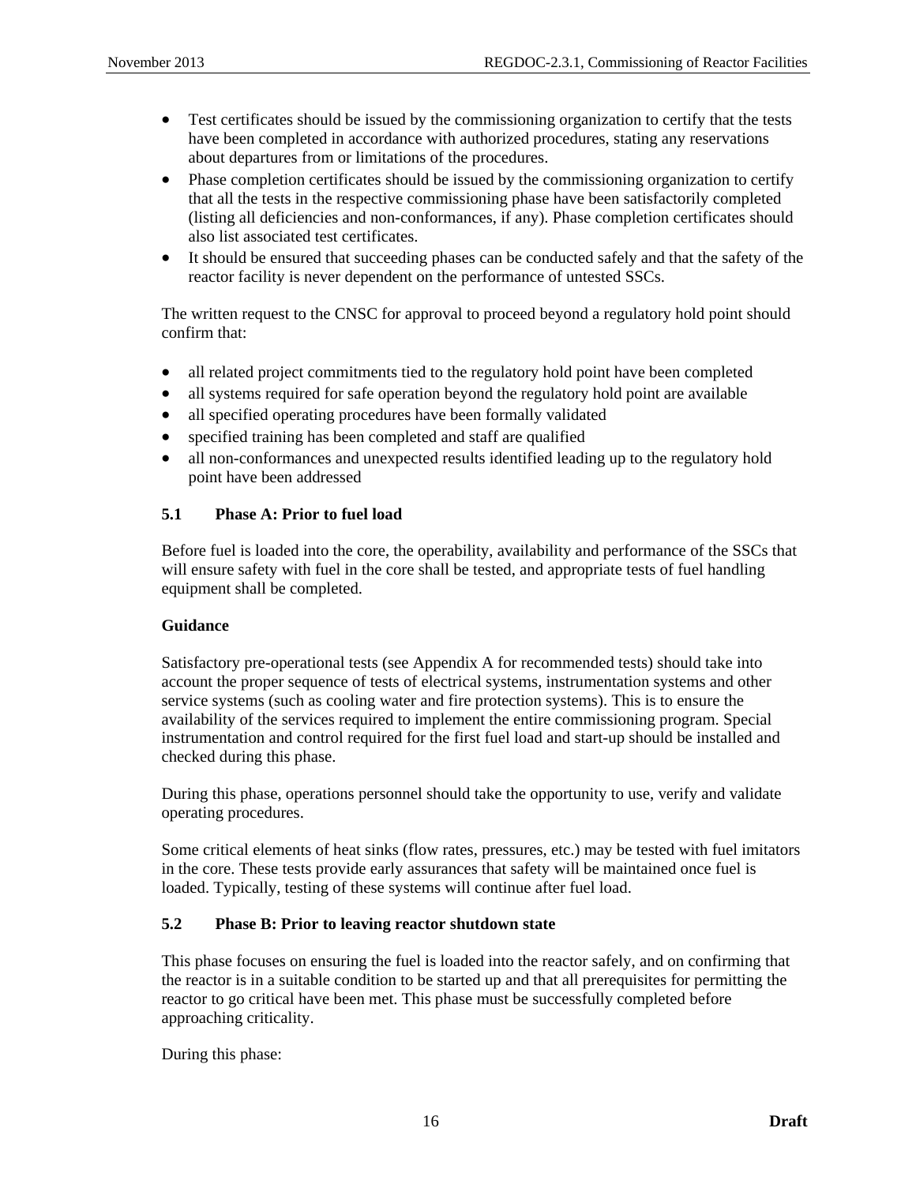- Test certificates should be issued by the commissioning organization to certify that the tests have been completed in accordance with authorized procedures, stating any reservations about departures from or limitations of the procedures.
- Phase completion certificates should be issued by the commissioning organization to certify that all the tests in the respective commissioning phase have been satisfactorily completed (listing all deficiencies and non-conformances, if any). Phase completion certificates should also list associated test certificates.
- It should be ensured that succeeding phases can be conducted safely and that the safety of the reactor facility is never dependent on the performance of untested SSCs.

The written request to the CNSC for approval to proceed beyond a regulatory hold point should confirm that:

- all related project commitments tied to the regulatory hold point have been completed
- all systems required for safe operation beyond the regulatory hold point are available
- all specified operating procedures have been formally validated
- specified training has been completed and staff are qualified
- all non-conformances and unexpected results identified leading up to the regulatory hold point have been addressed

### 5.1 Phase A: Prior to fuel load

Before fuel is loaded into the core, the operability, availability and performance of the SSCs that will ensure safety with fuel in the core shall be tested, and appropriate tests of fuel handling equipment shall be completed.

**Guidance**

Satisfactory pre-operational tests (see Appendix A for recommended tests) should take into account the proper sequence of tests of electrical systems, instrumentation systems and other service systems (such as cooling water and fire protection systems). This is to ensure the availability of the services required to implement the entire commissioning program. Special instrumentation and control required for the first fuel load and start-up should be installed and checked during this phase.

During this phase, operations personnel should take the opportunity to use, verify and validate operating procedures.

Some critical elements of heat sinks (flow rates, pressures, etc.) may be tested with fuel imitators in the core. These tests provide early assurances that safety will be maintained once fuel is loaded. Typically, testing of these systems will continue after fuel load.

### 5.2 Phase B: Prior to leaving reactor shutdown state

This phase focuses on ensuring the fuel is loaded into the reactor safely, and on confirming that the reactor is in a suitable condition to be started up and that all prerequisites for permitting the reactor to go critical have been met. This phase must be successfully completed before approaching criticality.

During this phase: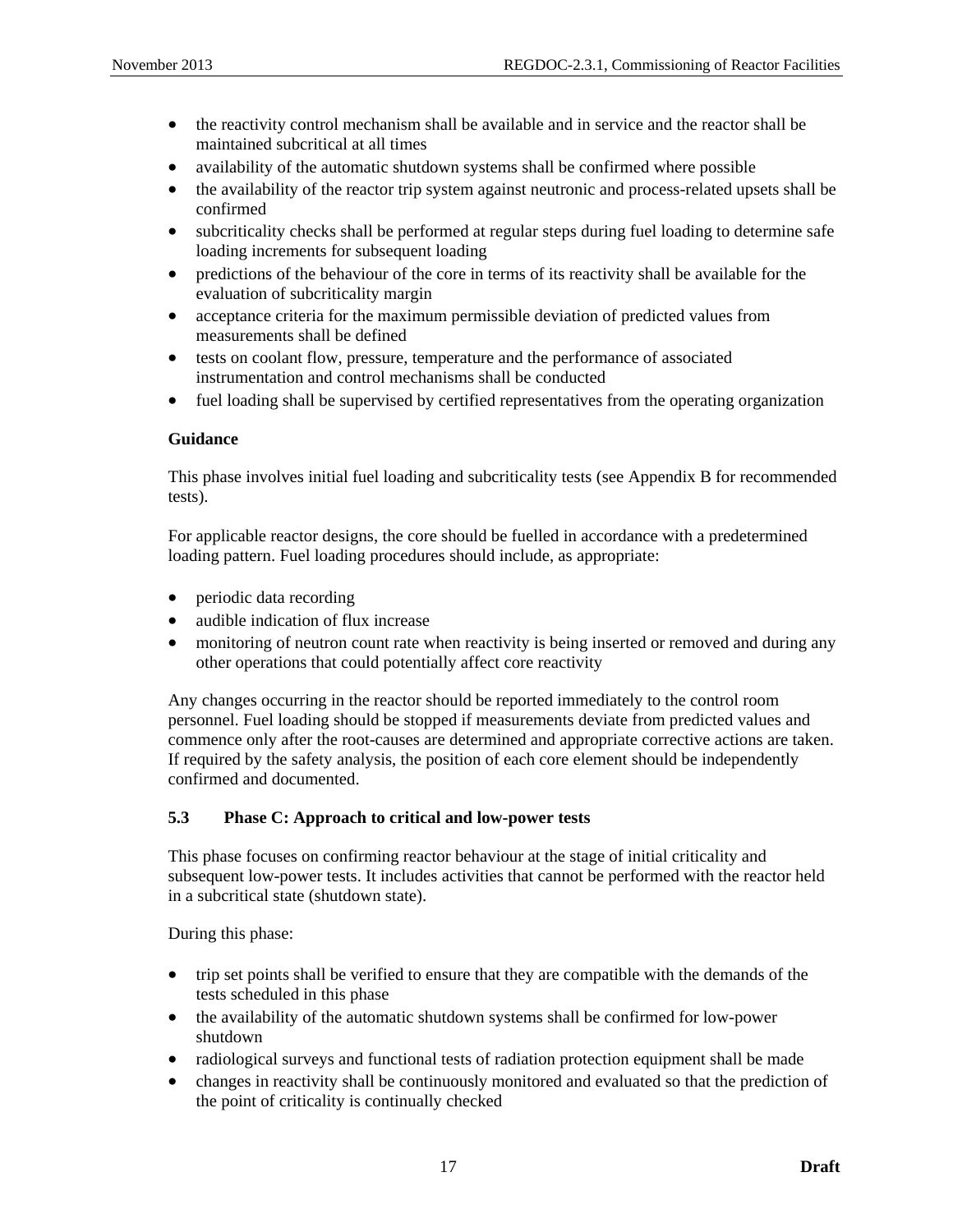- the reactivity control mechanism shall be available and in service and the reactor shall be maintained subcritical at all times
- availability of the automatic shutdown systems shall be confirmed where possible
- the availability of the reactor trip system against neutronic and process-related upsets shall be confirmed
- subcriticality checks shall be performed at regular steps during fuel loading to determine safe loading increments for subsequent loading
- predictions of the behaviour of the core in terms of its reactivity shall be available for the evaluation of subcriticality margin
- acceptance criteria for the maximum permissible deviation of predicted values from measurements shall be defined
- tests on coolant flow, pressure, temperature and the performance of associated instrumentation and control mechanisms shall be conducted
- fuel loading shall be supervised by certified representatives from the operating organization

**Guidance**

This phase involves initial fuel loading and subcriticality tests (see Appendix B for recommended tests).

For applicable reactor designs, the core should be fuelled in accordance with a predetermined loading pattern. Fuel loading procedures should include, as appropriate:

- periodic data recording
- audible indication of flux increase
- monitoring of neutron count rate when reactivity is being inserted or removed and during any other operations that could potentially affect core reactivity

Any changes occurring in the reactor should be reported immediately to the control room personnel. Fuel loading should be stopped if measurements deviate from predicted values and commence only after the root-causes are determined and appropriate corrective actions are taken. If required by the safety analysis, the position of each core element should be independently confirmed and documented.

### 5.3 Phase C: Approach to critical and low-power tests

This phase focuses on confirming reactor behaviour at the stage of initial criticality and subsequent low-power tests. It includes activities that cannot be performed with the reactor held in a subcritical state (shutdown state).

During this phase:

- trip set points shall be verified to ensure that they are compatible with the demands of the tests scheduled in this phase
- the availability of the automatic shutdown systems shall be confirmed for low-power shutdown
- radiological surveys and functional tests of radiation protection equipment shall be made
- changes in reactivity shall be continuously monitored and evaluated so that the prediction of the point of criticality is continually checked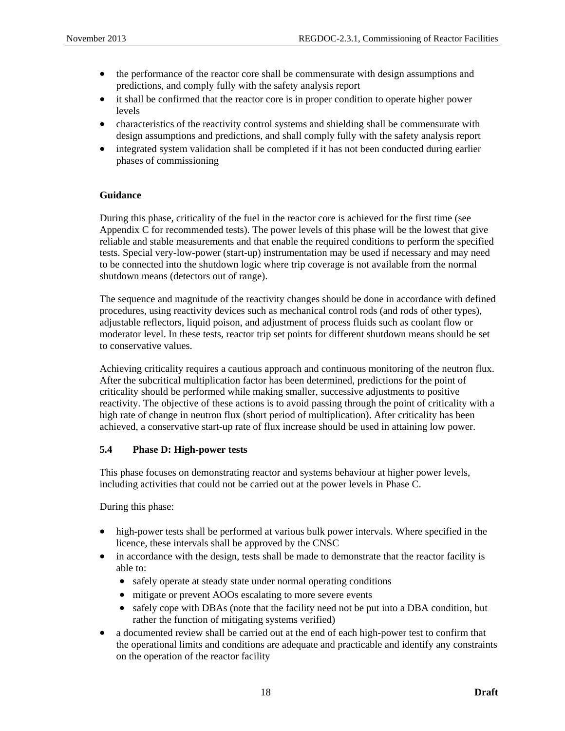- the performance of the reactor core shall be commensurate with design assumptions and predictions, and comply fully with the safety analysis report
- it shall be confirmed that the reactor core is in proper condition to operate higher power levels
- characteristics of the reactivity control systems and shielding shall be commensurate with design assumptions and predictions, and shall comply fully with the safety analysis report
- integrated system validation shall be completed if it has not been conducted during earlier phases of commissioning

**Guidance**

During this phase, criticality of the fuel in the reactor core is achieved for the first time (see Appendix C for recommended tests). The power levels of this phase will be the lowest that give reliable and stable measurements and that enable the required conditions to perform the specified tests. Special very-low-power (start-up) instrumentation may be used if necessary and may need to be connected into the shutdown logic where trip coverage is not available from the normal shutdown means (detectors out of range).

The sequence and magnitude of the reactivity changes should be done in accordance with defined procedures, using reactivity devices such as mechanical control rods (and rods of other types), adjustable reflectors, liquid poison, and adjustment of process fluids such as coolant flow or moderator level. In these tests, reactor trip set points for different shutdown means should be set to conservative values.

Achieving criticality requires a cautious approach and continuous monitoring of the neutron flux. After the subcritical multiplication factor has been determined, predictions for the point of criticality should be performed while making smaller, successive adjustments to positive reactivity. The objective of these actions is to avoid passing through the point of criticality with a high rate of change in neutron flux (short period of multiplication). After criticality has been achieved, a conservative start-up rate of flux increase should be used in attaining low power.

### 5.4 Phase D: High-power tests

This phase focuses on demonstrating reactor and systems behaviour at higher power levels, including activities that could not be carried out at the power levels in Phase C.

During this phase:

- high-power tests shall be performed at various bulk power intervals. Where specified in the licence, these intervals shall be approved by the CNSC
- in accordance with the design, tests shall be made to demonstrate that the reactor facility is able to:
  - safely operate at steady state under normal operating conditions
  - mitigate or prevent AOOs escalating to more severe events
  - safely cope with DBAs (note that the facility need not be put into a DBA condition, but rather the function of mitigating systems verified)
- a documented review shall be carried out at the end of each high-power test to confirm that the operational limits and conditions are adequate and practicable and identify any constraints on the operation of the reactor facility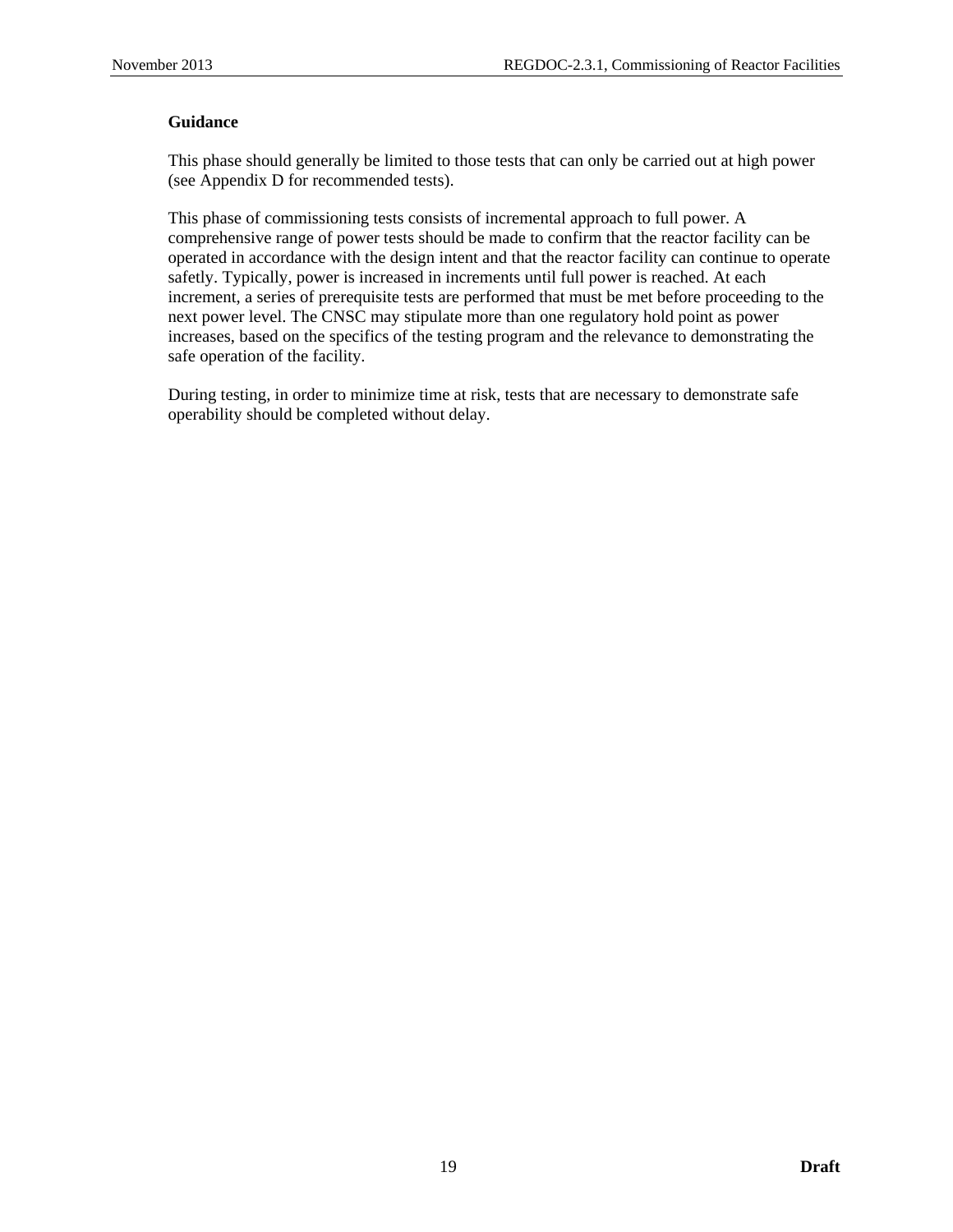**Guidance**

This phase should generally be limited to those tests that can only be carried out at high power (see Appendix D for recommended tests).

This phase of commissioning tests consists of incremental approach to full power. A comprehensive range of power tests should be made to confirm that the reactor facility can be operated in accordance with the design intent and that the reactor facility can continue to operate safely. Typically, power is increased in increments until full power is reached. At each increment, a series of prerequisite tests are performed that must be met before proceeding to the next power level. The CNSC may stipulate more than one regulatory hold point as power increases, based on the specifics of the testing program and the relevance to demonstrating the safe operation of the facility.

During testing, in order to minimize time at risk, tests that are necessary to demonstrate safe operability should be completed without delay.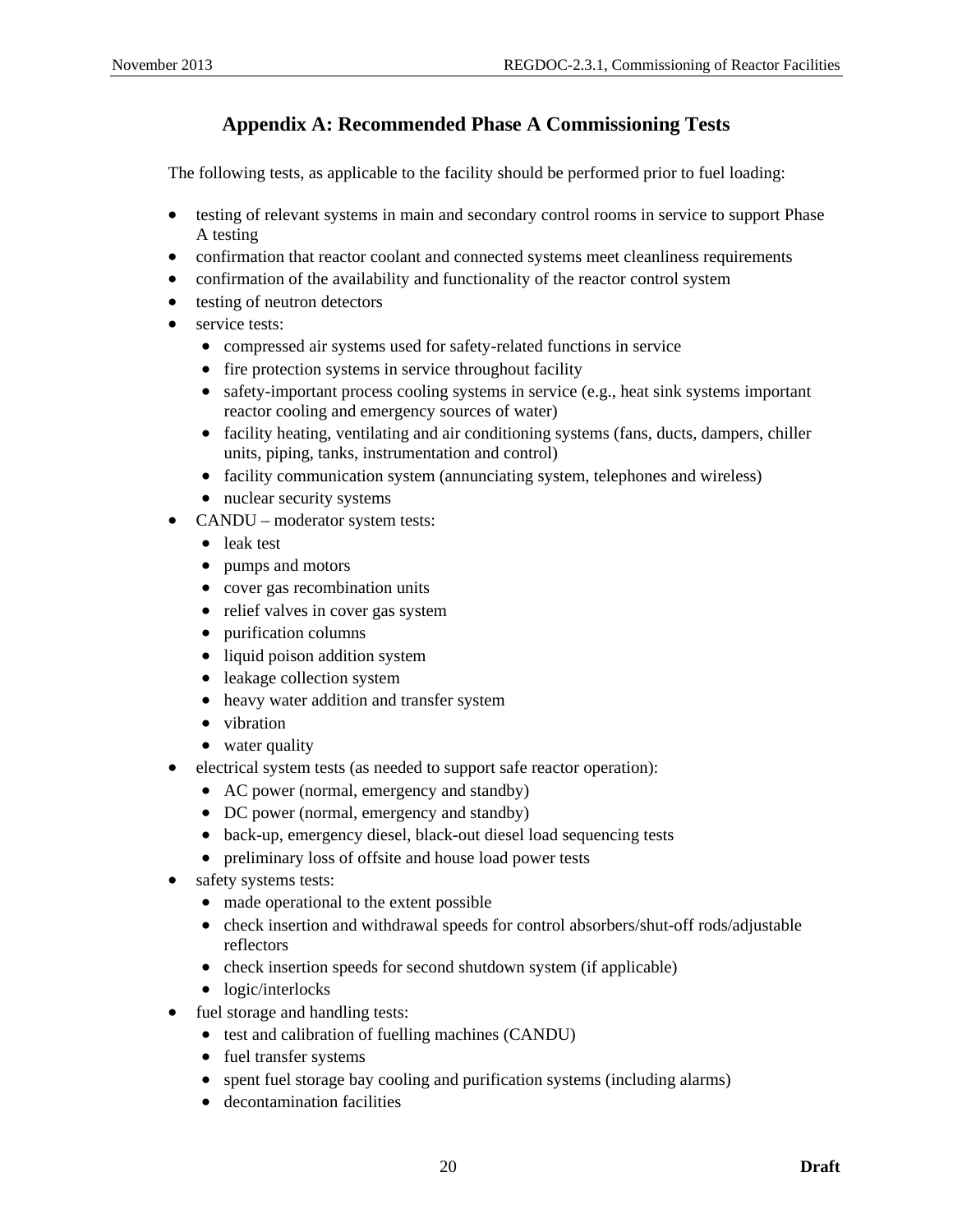# Appendix A: Recommended Phase A Commissioning Tests

The following tests, as applicable to the facility should be performed prior to fuel loading:

- testing of relevant systems in main and secondary control rooms in service to support Phase A testing
- confirmation that reactor coolant and connected systems meet cleanliness requirements
- confirmation of the availability and functionality of the reactor control system
- testing of neutron detectors
- service tests:
  - compressed air systems used for safety-related functions in service
  - fire protection systems in service throughout facility
  - safety-important process cooling systems in service (e.g., heat sink systems important reactor cooling and emergency sources of water)
  - facility heating, ventilating and air conditioning systems (fans, ducts, dampers, chiller units, piping, tanks, instrumentation and control)
  - facility communication system (annunciating system, telephones and wireless)
  - nuclear security systems
- CANDU – moderator system tests:
  - leak test
  - pumps and motors
  - cover gas recombination units
  - relief valves in cover gas system
  - purification columns
  - liquid poison addition system
  - leakage collection system
  - heavy water addition and transfer system
  - vibration
  - water quality
- electrical system tests (as needed to support safe reactor operation):
  - AC power (normal, emergency and standby)
  - DC power (normal, emergency and standby)
  - back-up, emergency diesel, black-out diesel load sequencing tests
  - preliminary loss of offsite and house load power tests
- safety systems tests:
  - made operational to the extent possible
  - check insertion and withdrawal speeds for control absorbers/shut-off rods/adjustable reflectors
  - check insertion speeds for second shutdown system (if applicable)
  - logic/interlocks
- fuel storage and handling tests:
  - test and calibration of fuelling machines (CANDU)
  - fuel transfer systems
  - spent fuel storage bay cooling and purification systems (including alarms)
  - decontamination facilities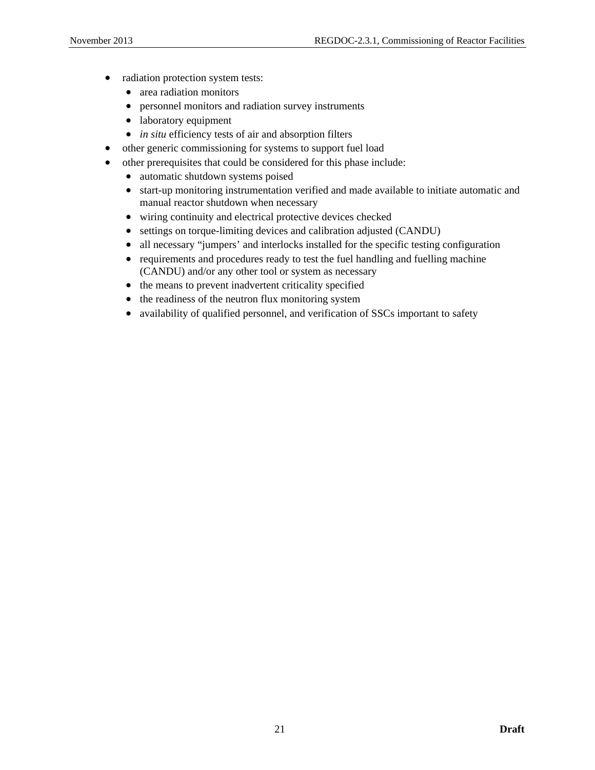- radiation protection system tests:
  - area radiation monitors
  - personnel monitors and radiation survey instruments
  - laboratory equipment
  - *in situ* efficiency tests of air and absorption filters
- other generic commissioning for systems to support fuel load
- other prerequisites that could be considered for this phase include:
  - automatic shutdown systems poised
  - start-up monitoring instrumentation verified and made available to initiate automatic and manual reactor shutdown when necessary
  - wiring continuity and electrical protective devices checked
  - settings on torque-limiting devices and calibration adjusted (CANDU)
  - all necessary "jumpers' and interlocks installed for the specific testing configuration
  - requirements and procedures ready to test the fuel handling and fuelling machine (CANDU) and/or any other tool or system as necessary
  - the means to prevent inadvertent criticality specified
  - the readiness of the neutron flux monitoring system
  - availability of qualified personnel, and verification of SSCs important to safety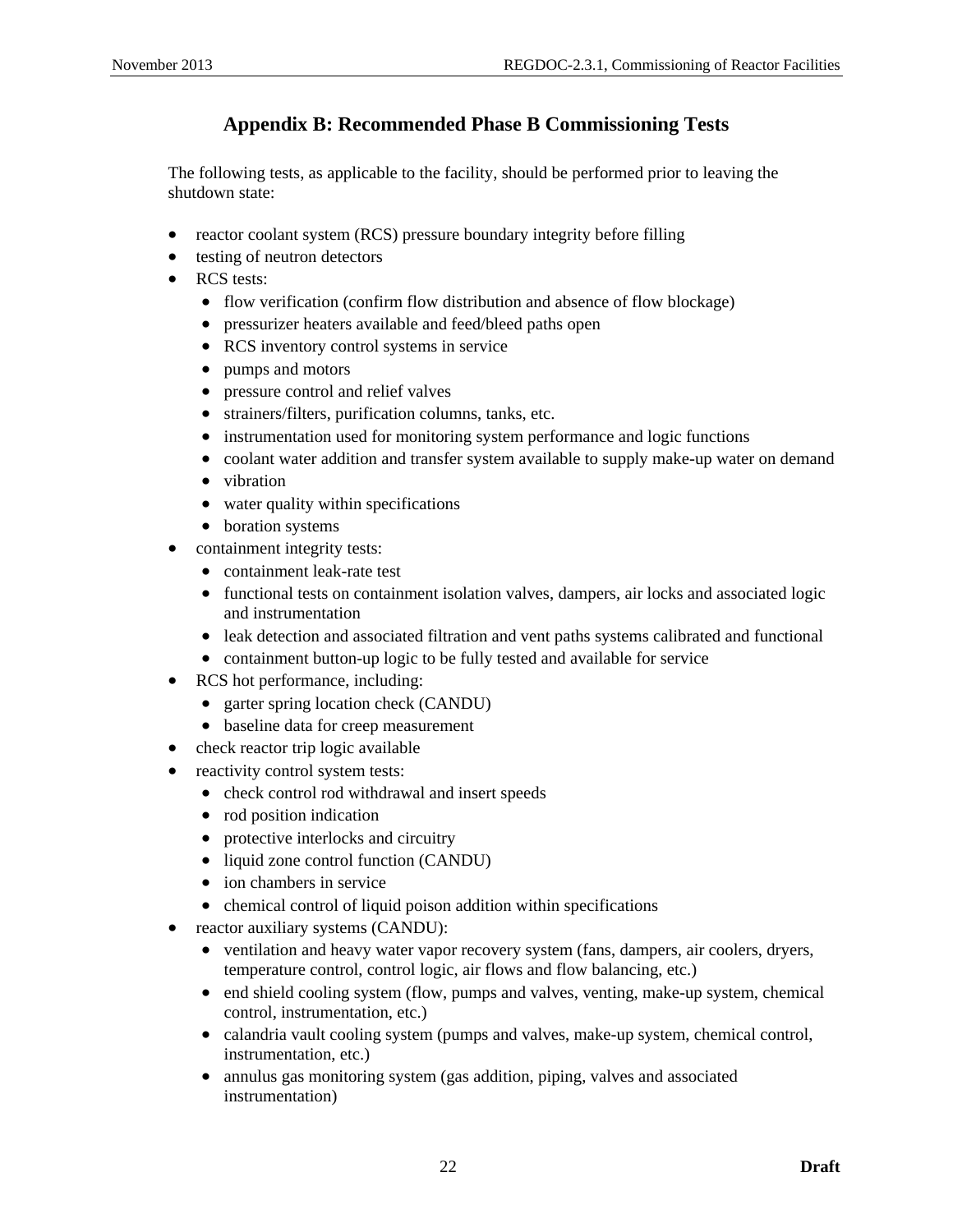## Appendix B: Recommended Phase B Commissioning Tests

The following tests, as applicable to the facility, should be performed prior to leaving the shutdown state:

- reactor coolant system (RCS) pressure boundary integrity before filling
- testing of neutron detectors
- RCS tests:
  - flow verification (confirm flow distribution and absence of flow blockage)
  - pressurizer heaters available and feed/bleed paths open
  - RCS inventory control systems in service
  - pumps and motors
  - pressure control and relief valves
  - strainers/filters, purification columns, tanks, etc.
  - instrumentation used for monitoring system performance and logic functions
  - coolant water addition and transfer system available to supply make-up water on demand
  - vibration
  - water quality within specifications
  - boration systems
- containment integrity tests:
  - containment leak-rate test
  - functional tests on containment isolation valves, dampers, air locks and associated logic and instrumentation
  - leak detection and associated filtration and vent paths systems calibrated and functional
  - containment button-up logic to be fully tested and available for service
- RCS hot performance, including:
  - garter spring location check (CANDU)
  - baseline data for creep measurement
- check reactor trip logic available
- reactivity control system tests:
  - check control rod withdrawal and insert speeds
  - rod position indication
  - protective interlocks and circuitry
  - liquid zone control function (CANDU)
  - ion chambers in service
  - chemical control of liquid poison addition within specifications
- reactor auxiliary systems (CANDU):
  - ventilation and heavy water vapor recovery system (fans, dampers, air coolers, dryers, temperature control, control logic, air flows and flow balancing, etc.)
  - end shield cooling system (flow, pumps and valves, venting, make-up system, chemical control, instrumentation, etc.)
  - calandria vault cooling system (pumps and valves, make-up system, chemical control, instrumentation, etc.)
  - annulus gas monitoring system (gas addition, piping, valves and associated instrumentation)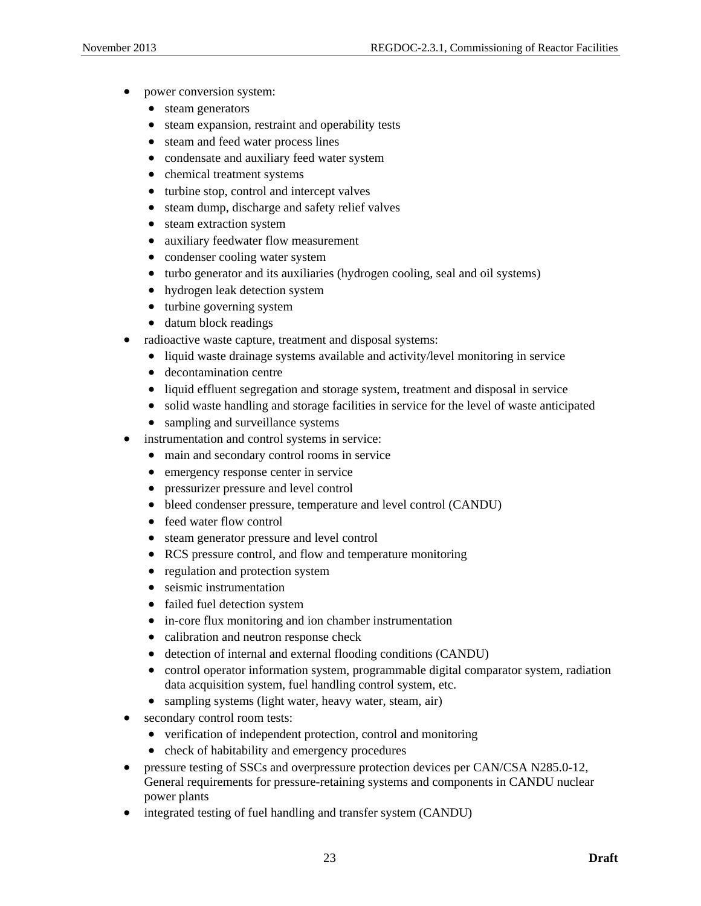- power conversion system:
  - steam generators
  - steam expansion, restraint and operability tests
  - steam and feed water process lines
  - condensate and auxiliary feed water system
  - chemical treatment systems
  - turbine stop, control and intercept valves
  - steam dump, discharge and safety relief valves
  - steam extraction system
  - auxiliary feedwater flow measurement
  - condenser cooling water system
  - turbo generator and its auxiliaries (hydrogen cooling, seal and oil systems)
  - hydrogen leak detection system
  - turbine governing system
  - datum block readings
- radioactive waste capture, treatment and disposal systems:
  - liquid waste drainage systems available and activity/level monitoring in service
  - decontamination centre
  - liquid effluent segregation and storage system, treatment and disposal in service
  - solid waste handling and storage facilities in service for the level of waste anticipated
  - sampling and surveillance systems
- instrumentation and control systems in service:
  - main and secondary control rooms in service
  - emergency response center in service
  - pressurizer pressure and level control
  - bleed condenser pressure, temperature and level control (CANDU)
  - feed water flow control
  - steam generator pressure and level control
  - RCS pressure control, and flow and temperature monitoring
  - regulation and protection system
  - seismic instrumentation
  - failed fuel detection system
  - in-core flux monitoring and ion chamber instrumentation
  - calibration and neutron response check
  - detection of internal and external flooding conditions (CANDU)
  - control operator information system, programmable digital comparator system, radiation data acquisition system, fuel handling control system, etc.
  - sampling systems (light water, heavy water, steam, air)
- secondary control room tests:
  - verification of independent protection, control and monitoring
  - check of habitability and emergency procedures
- pressure testing of SSCs and overpressure protection devices per CAN/CSA N285.0-12, General requirements for pressure-retaining systems and components in CANDU nuclear power plants
- integrated testing of fuel handling and transfer system (CANDU)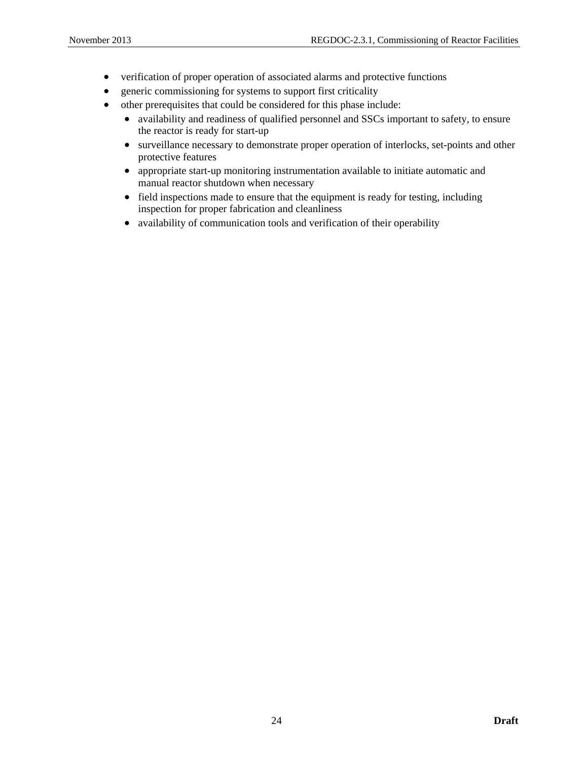- verification of proper operation of associated alarms and protective functions
- generic commissioning for systems to support first criticality
- other prerequisites that could be considered for this phase include:
  - availability and readiness of qualified personnel and SSCs important to safety, to ensure the reactor is ready for start-up
  - surveillance necessary to demonstrate proper operation of interlocks, set-points and other protective features
  - appropriate start-up monitoring instrumentation available to initiate automatic and manual reactor shutdown when necessary
  - field inspections made to ensure that the equipment is ready for testing, including inspection for proper fabrication and cleanliness
  - availability of communication tools and verification of their operability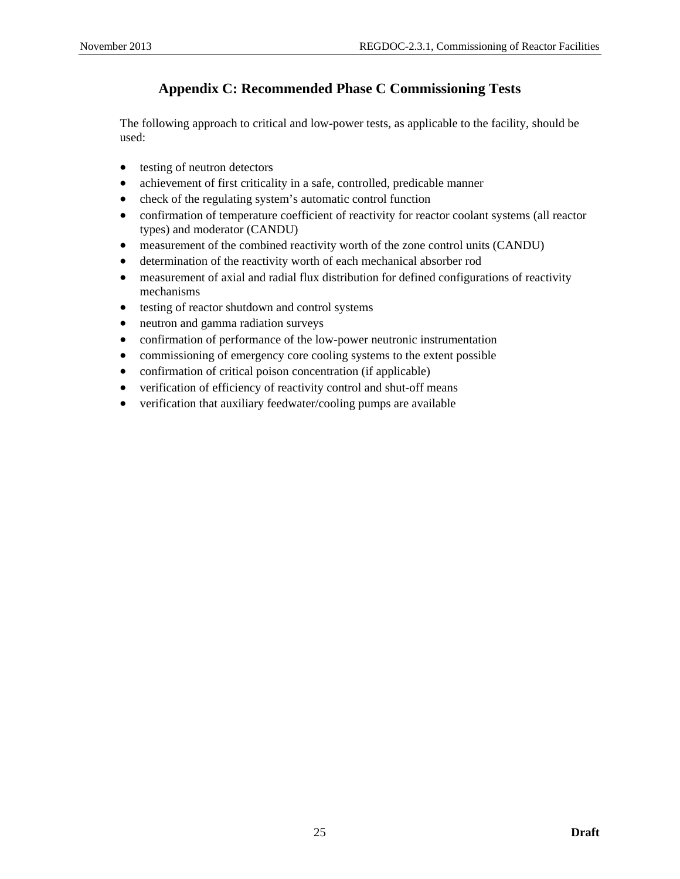# Appendix C: Recommended Phase C Commissioning Tests

The following approach to critical and low-power tests, as applicable to the facility, should be used:

- testing of neutron detectors
- achievement of first criticality in a safe, controlled, predicable manner
- check of the regulating system's automatic control function
- confirmation of temperature coefficient of reactivity for reactor coolant systems (all reactor types) and moderator (CANDU)
- measurement of the combined reactivity worth of the zone control units (CANDU)
- determination of the reactivity worth of each mechanical absorber rod
- measurement of axial and radial flux distribution for defined configurations of reactivity mechanisms
- testing of reactor shutdown and control systems
- neutron and gamma radiation surveys
- confirmation of performance of the low-power neutronic instrumentation
- commissioning of emergency core cooling systems to the extent possible
- confirmation of critical poison concentration (if applicable)
- verification of efficiency of reactivity control and shut-off means
- verification that auxiliary feedwater/cooling pumps are available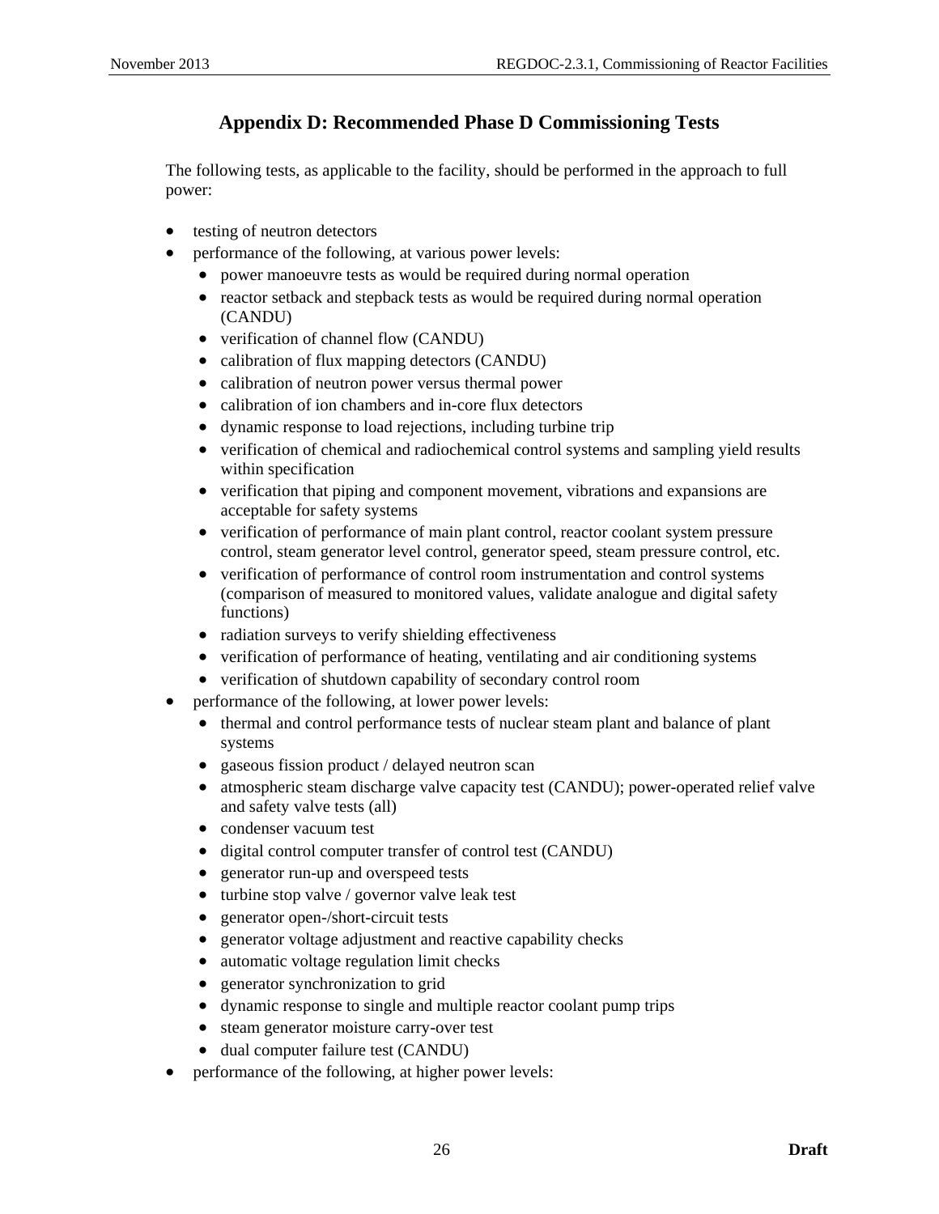## Appendix D: Recommended Phase D Commissioning Tests

The following tests, as applicable to the facility, should be performed in the approach to full power:

- testing of neutron detectors
- performance of the following, at various power levels:
  - power manoeuvre tests as would be required during normal operation
  - reactor setback and stepback tests as would be required during normal operation (CANDU)
  - verification of channel flow (CANDU)
  - calibration of flux mapping detectors (CANDU)
  - calibration of neutron power versus thermal power
  - calibration of ion chambers and in-core flux detectors
  - dynamic response to load rejections, including turbine trip
  - verification of chemical and radiochemical control systems and sampling yield results within specification
  - verification that piping and component movement, vibrations and expansions are acceptable for safety systems
  - verification of performance of main plant control, reactor coolant system pressure control, steam generator level control, generator speed, steam pressure control, etc.
  - verification of performance of control room instrumentation and control systems (comparison of measured to monitored values, validate analogue and digital safety functions)
  - radiation surveys to verify shielding effectiveness
  - verification of performance of heating, ventilating and air conditioning systems
  - verification of shutdown capability of secondary control room
- performance of the following, at lower power levels:
  - thermal and control performance tests of nuclear steam plant and balance of plant systems
  - gaseous fission product / delayed neutron scan
  - atmospheric steam discharge valve capacity test (CANDU); power-operated relief valve and safety valve tests (all)
  - condenser vacuum test
  - digital control computer transfer of control test (CANDU)
  - generator run-up and overspeed tests
  - turbine stop valve / governor valve leak test
  - generator open-/short-circuit tests
  - generator voltage adjustment and reactive capability checks
  - automatic voltage regulation limit checks
  - generator synchronization to grid
  - dynamic response to single and multiple reactor coolant pump trips
  - steam generator moisture carry-over test
  - dual computer failure test (CANDU)
- performance of the following, at higher power levels: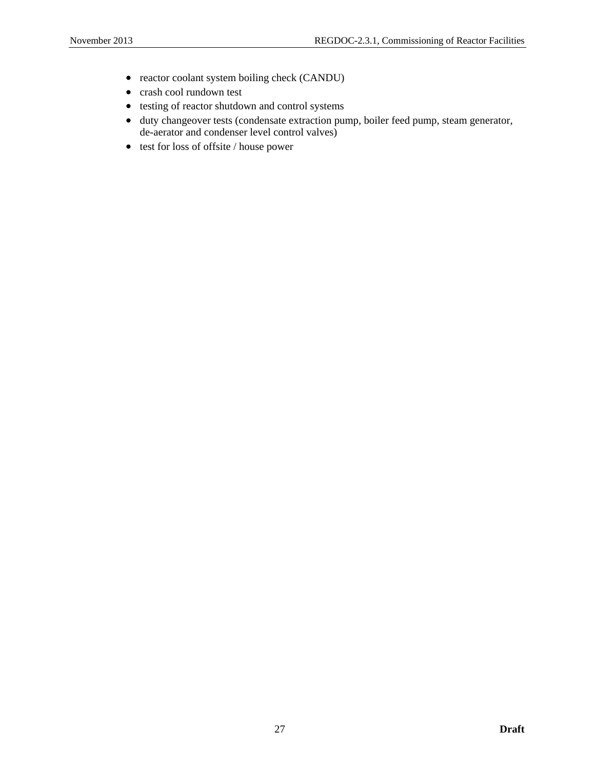- reactor coolant system boiling check (CANDU)
- crash cool rundown test
- testing of reactor shutdown and control systems
- duty changeover tests (condensate extraction pump, boiler feed pump, steam generator, de-aerator and condenser level control valves)
- test for loss of offsite / house power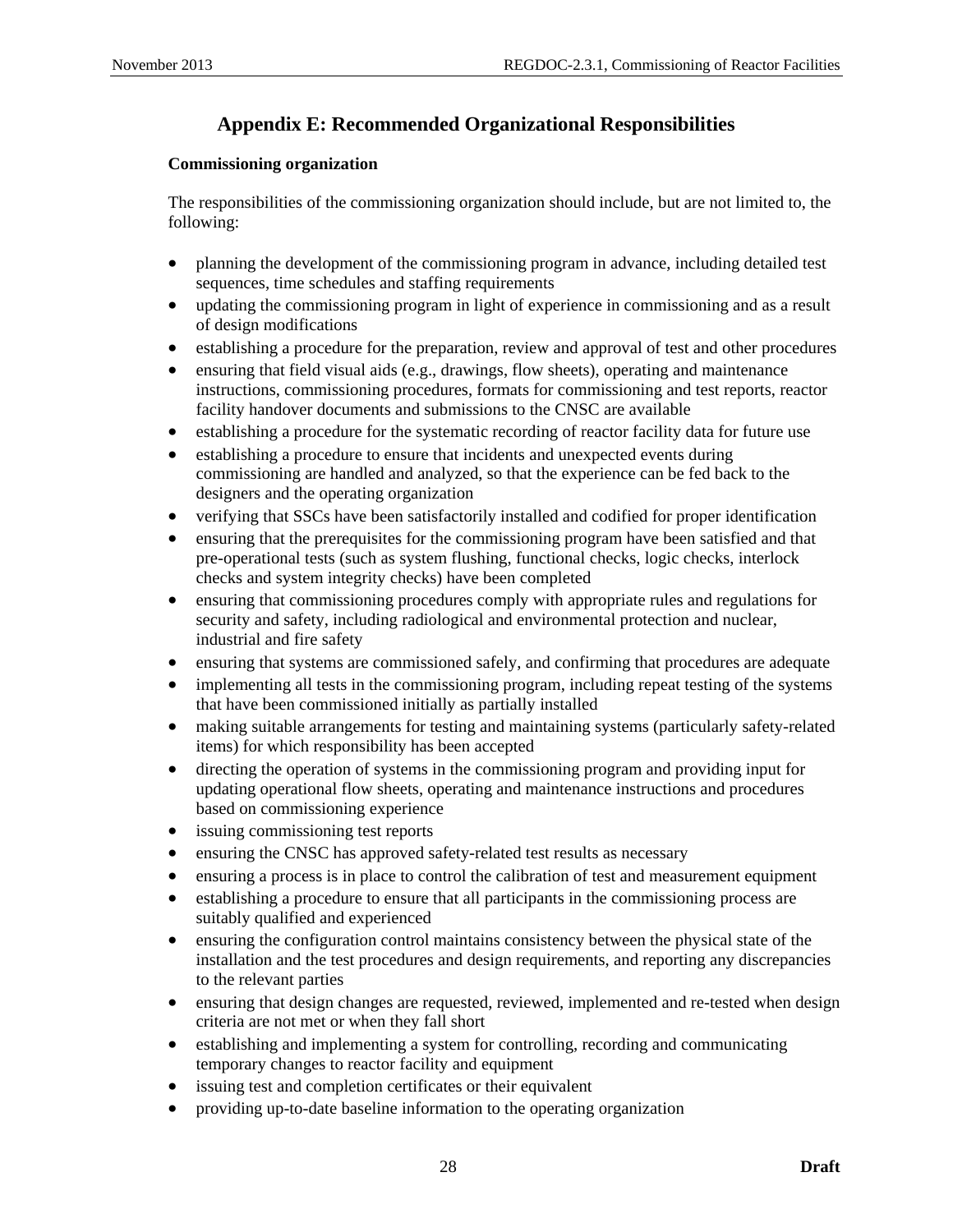# Appendix E: Recommended Organizational Responsibilities

**Commissioning organization**

The responsibilities of the commissioning organization should include, but are not limited to, the following:

- planning the development of the commissioning program in advance, including detailed test sequences, time schedules and staffing requirements
- updating the commissioning program in light of experience in commissioning and as a result of design modifications
- establishing a procedure for the preparation, review and approval of test and other procedures
- ensuring that field visual aids (e.g., drawings, flow sheets), operating and maintenance instructions, commissioning procedures, formats for commissioning and test reports, reactor facility handover documents and submissions to the CNSC are available
- establishing a procedure for the systematic recording of reactor facility data for future use
- establishing a procedure to ensure that incidents and unexpected events during commissioning are handled and analyzed, so that the experience can be fed back to the designers and the operating organization
- verifying that SSCs have been satisfactorily installed and codified for proper identification
- ensuring that the prerequisites for the commissioning program have been satisfied and that pre-operational tests (such as system flushing, functional checks, logic checks, interlock checks and system integrity checks) have been completed
- ensuring that commissioning procedures comply with appropriate rules and regulations for security and safety, including radiological and environmental protection and nuclear, industrial and fire safety
- ensuring that systems are commissioned safely, and confirming that procedures are adequate
- implementing all tests in the commissioning program, including repeat testing of the systems that have been commissioned initially as partially installed
- making suitable arrangements for testing and maintaining systems (particularly safety-related items) for which responsibility has been accepted
- directing the operation of systems in the commissioning program and providing input for updating operational flow sheets, operating and maintenance instructions and procedures based on commissioning experience
- issuing commissioning test reports
- ensuring the CNSC has approved safety-related test results as necessary
- ensuring a process is in place to control the calibration of test and measurement equipment
- establishing a procedure to ensure that all participants in the commissioning process are suitably qualified and experienced
- ensuring the configuration control maintains consistency between the physical state of the installation and the test procedures and design requirements, and reporting any discrepancies to the relevant parties
- ensuring that design changes are requested, reviewed, implemented and re-tested when design criteria are not met or when they fall short
- establishing and implementing a system for controlling, recording and communicating temporary changes to reactor facility and equipment
- issuing test and completion certificates or their equivalent
- providing up-to-date baseline information to the operating organization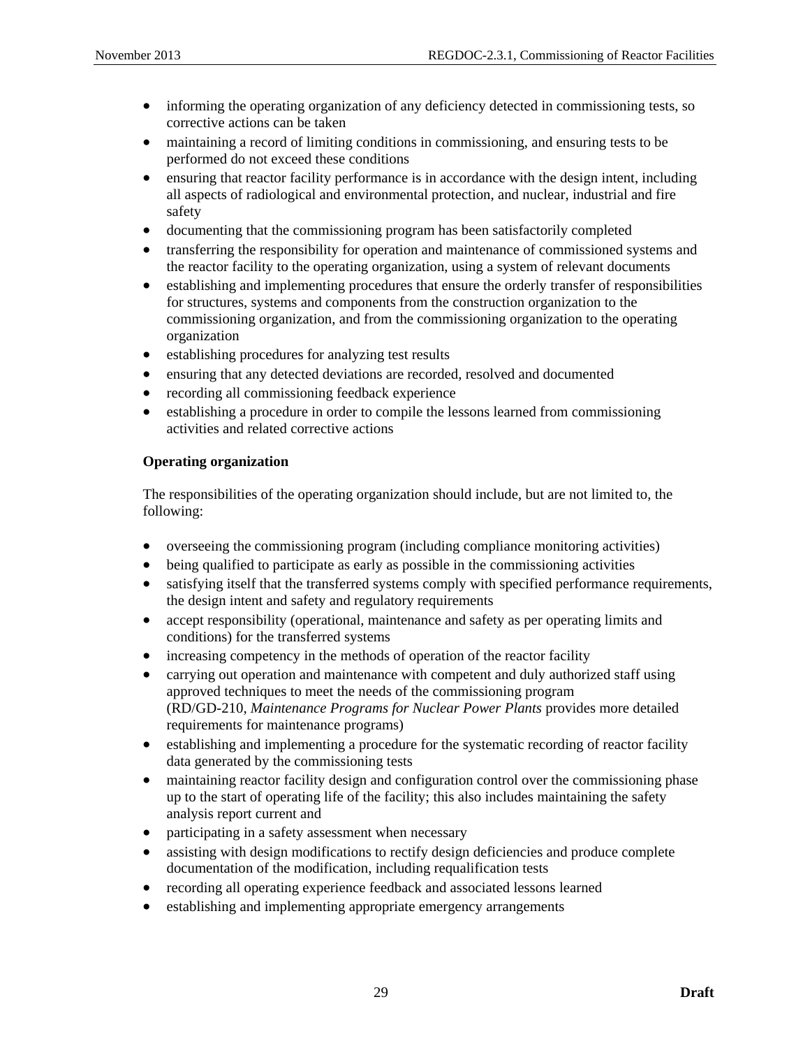- informing the operating organization of any deficiency detected in commissioning tests, so corrective actions can be taken
- maintaining a record of limiting conditions in commissioning, and ensuring tests to be performed do not exceed these conditions
- ensuring that reactor facility performance is in accordance with the design intent, including all aspects of radiological and environmental protection, and nuclear, industrial and fire safety
- documenting that the commissioning program has been satisfactorily completed
- transferring the responsibility for operation and maintenance of commissioned systems and the reactor facility to the operating organization, using a system of relevant documents
- establishing and implementing procedures that ensure the orderly transfer of responsibilities for structures, systems and components from the construction organization to the commissioning organization, and from the commissioning organization to the operating organization
- establishing procedures for analyzing test results
- ensuring that any detected deviations are recorded, resolved and documented
- recording all commissioning feedback experience
- establishing a procedure in order to compile the lessons learned from commissioning activities and related corrective actions

**Operating organization**

The responsibilities of the operating organization should include, but are not limited to, the following:

- overseeing the commissioning program (including compliance monitoring activities)
- being qualified to participate as early as possible in the commissioning activities
- satisfying itself that the transferred systems comply with specified performance requirements, the design intent and safety and regulatory requirements
- accept responsibility (operational, maintenance and safety as per operating limits and conditions) for the transferred systems
- increasing competency in the methods of operation of the reactor facility
- carrying out operation and maintenance with competent and duly authorized staff using approved techniques to meet the needs of the commissioning program (RD/GD-210, *Maintenance Programs for Nuclear Power Plants* provides more detailed requirements for maintenance programs)
- establishing and implementing a procedure for the systematic recording of reactor facility data generated by the commissioning tests
- maintaining reactor facility design and configuration control over the commissioning phase up to the start of operating life of the facility; this also includes maintaining the safety analysis report current and
- participating in a safety assessment when necessary
- assisting with design modifications to rectify design deficiencies and produce complete documentation of the modification, including requalification tests
- recording all operating experience feedback and associated lessons learned
- establishing and implementing appropriate emergency arrangements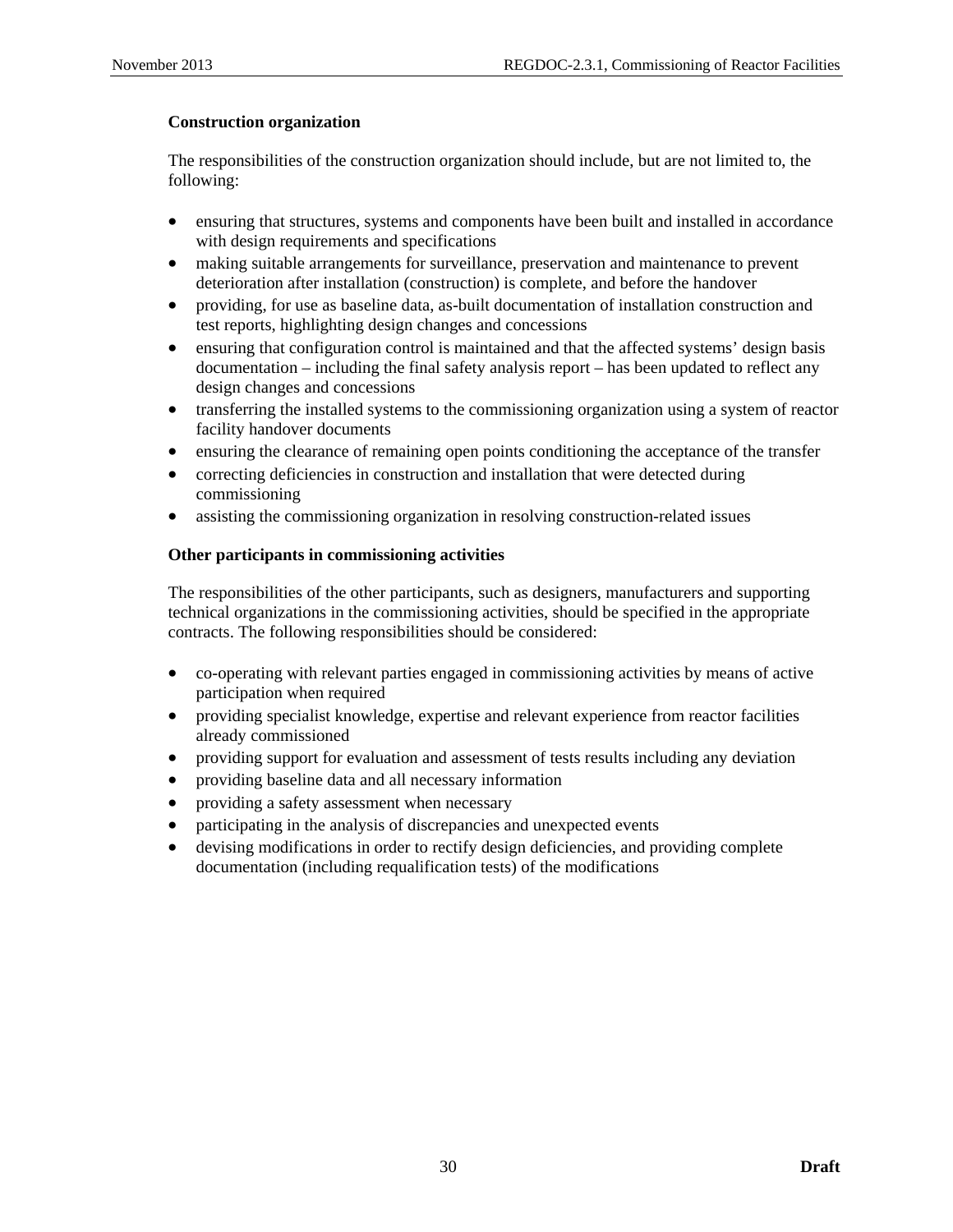**Construction organization**

The responsibilities of the construction organization should include, but are not limited to, the following:

- ensuring that structures, systems and components have been built and installed in accordance with design requirements and specifications
- making suitable arrangements for surveillance, preservation and maintenance to prevent deterioration after installation (construction) is complete, and before the handover
- providing, for use as baseline data, as-built documentation of installation construction and test reports, highlighting design changes and concessions
- ensuring that configuration control is maintained and that the affected systems' design basis documentation – including the final safety analysis report – has been updated to reflect any design changes and concessions
- transferring the installed systems to the commissioning organization using a system of reactor facility handover documents
- ensuring the clearance of remaining open points conditioning the acceptance of the transfer
- correcting deficiencies in construction and installation that were detected during commissioning
- assisting the commissioning organization in resolving construction-related issues

**Other participants in commissioning activities**

The responsibilities of the other participants, such as designers, manufacturers and supporting technical organizations in the commissioning activities, should be specified in the appropriate contracts. The following responsibilities should be considered:

- co-operating with relevant parties engaged in commissioning activities by means of active participation when required
- providing specialist knowledge, expertise and relevant experience from reactor facilities already commissioned
- providing support for evaluation and assessment of tests results including any deviation
- providing baseline data and all necessary information
- providing a safety assessment when necessary
- participating in the analysis of discrepancies and unexpected events
- devising modifications in order to rectify design deficiencies, and providing complete documentation (including requalification tests) of the modifications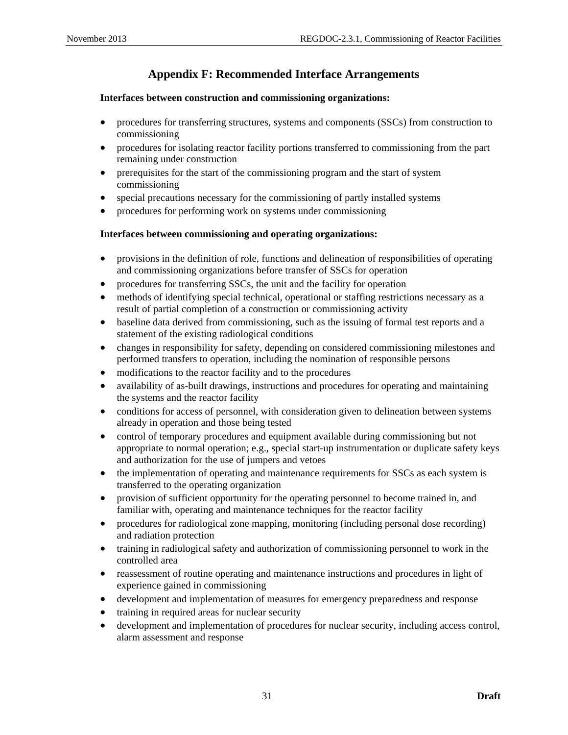# Appendix F: Recommended Interface Arrangements

**Interfaces between construction and commissioning organizations:**

- procedures for transferring structures, systems and components (SSCs) from construction to commissioning
- procedures for isolating reactor facility portions transferred to commissioning from the part remaining under construction
- prerequisites for the start of the commissioning program and the start of system commissioning
- special precautions necessary for the commissioning of partly installed systems
- procedures for performing work on systems under commissioning

**Interfaces between commissioning and operating organizations:**

- provisions in the definition of role, functions and delineation of responsibilities of operating and commissioning organizations before transfer of SSCs for operation
- procedures for transferring SSCs, the unit and the facility for operation
- methods of identifying special technical, operational or staffing restrictions necessary as a result of partial completion of a construction or commissioning activity
- baseline data derived from commissioning, such as the issuing of formal test reports and a statement of the existing radiological conditions
- changes in responsibility for safety, depending on considered commissioning milestones and performed transfers to operation, including the nomination of responsible persons
- modifications to the reactor facility and to the procedures
- availability of as-built drawings, instructions and procedures for operating and maintaining the systems and the reactor facility
- conditions for access of personnel, with consideration given to delineation between systems already in operation and those being tested
- control of temporary procedures and equipment available during commissioning but not appropriate to normal operation; e.g., special start-up instrumentation or duplicate safety keys and authorization for the use of jumpers and vetoes
- the implementation of operating and maintenance requirements for SSCs as each system is transferred to the operating organization
- provision of sufficient opportunity for the operating personnel to become trained in, and familiar with, operating and maintenance techniques for the reactor facility
- procedures for radiological zone mapping, monitoring (including personal dose recording) and radiation protection
- training in radiological safety and authorization of commissioning personnel to work in the controlled area
- reassessment of routine operating and maintenance instructions and procedures in light of experience gained in commissioning
- development and implementation of measures for emergency preparedness and response
- training in required areas for nuclear security
- development and implementation of procedures for nuclear security, including access control, alarm assessment and response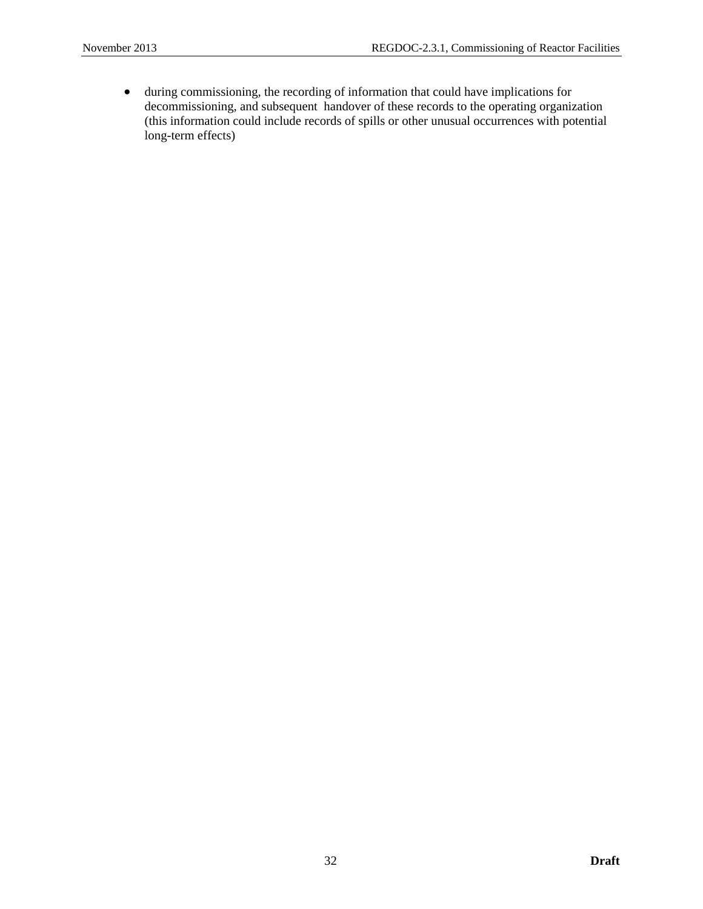- during commissioning, the recording of information that could have implications for decommissioning, and subsequent handover of these records to the operating organization (this information could include records of spills or other unusual occurrences with potential long-term effects)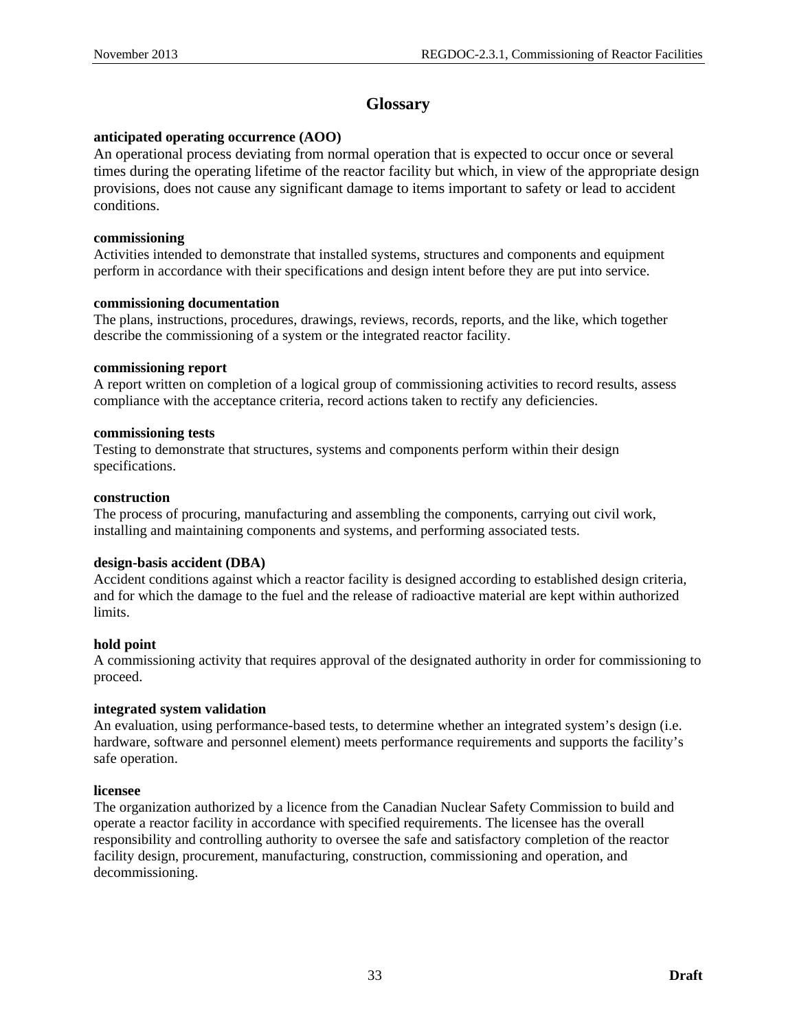# Glossary

**anticipated operating occurrence (AOO)**
An operational process deviating from normal operation that is expected to occur once or several times during the operating lifetime of the reactor facility but which, in view of the appropriate design provisions, does not cause any significant damage to items important to safety or lead to accident conditions.

**commissioning**
Activities intended to demonstrate that installed systems, structures and components and equipment perform in accordance with their specifications and design intent before they are put into service.

**commissioning documentation**
The plans, instructions, procedures, drawings, reviews, records, reports, and the like, which together describe the commissioning of a system or the integrated reactor facility.

**commissioning report**
A report written on completion of a logical group of commissioning activities to record results, assess compliance with the acceptance criteria, record actions taken to rectify any deficiencies.

**commissioning tests**
Testing to demonstrate that structures, systems and components perform within their design specifications.

**construction**
The process of procuring, manufacturing and assembling the components, carrying out civil work, installing and maintaining components and systems, and performing associated tests.

**design-basis accident (DBA)**
Accident conditions against which a reactor facility is designed according to established design criteria, and for which the damage to the fuel and the release of radioactive material are kept within authorized limits.

**hold point**
A commissioning activity that requires approval of the designated authority in order for commissioning to proceed.

**integrated system validation**
An evaluation, using performance-based tests, to determine whether an integrated system's design (i.e. hardware, software and personnel element) meets performance requirements and supports the facility's safe operation.

**licensee**
The organization authorized by a licence from the Canadian Nuclear Safety Commission to build and operate a reactor facility in accordance with specified requirements. The licensee has the overall responsibility and controlling authority to oversee the safe and satisfactory completion of the reactor facility design, procurement, manufacturing, construction, commissioning and operation, and decommissioning.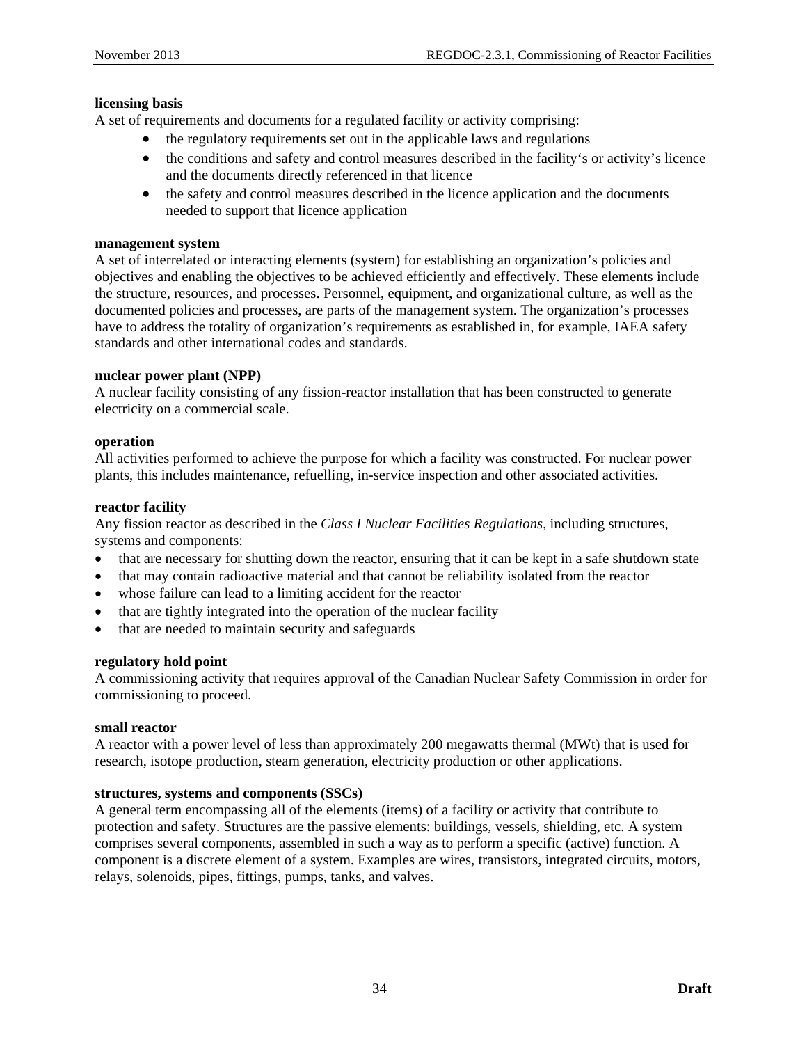**licensing basis**
A set of requirements and documents for a regulated facility or activity comprising:

- the regulatory requirements set out in the applicable laws and regulations
- the conditions and safety and control measures described in the facility's or activity's licence and the documents directly referenced in that licence
- the safety and control measures described in the licence application and the documents needed to support that licence application

**management system**
A set of interrelated or interacting elements (system) for establishing an organization's policies and objectives and enabling the objectives to be achieved efficiently and effectively. These elements include the structure, resources, and processes. Personnel, equipment, and organizational culture, as well as the documented policies and processes, are parts of the management system. The organization's processes have to address the totality of organization's requirements as established in, for example, IAEA safety standards and other international codes and standards.

**nuclear power plant (NPP)**
A nuclear facility consisting of any fission-reactor installation that has been constructed to generate electricity on a commercial scale.

**operation**
All activities performed to achieve the purpose for which a facility was constructed. For nuclear power plants, this includes maintenance, refuelling, in-service inspection and other associated activities.

**reactor facility**
Any fission reactor as described in the *Class I Nuclear Facilities Regulations*, including structures, systems and components:

- that are necessary for shutting down the reactor, ensuring that it can be kept in a safe shutdown state
- that may contain radioactive material and that cannot be reliability isolated from the reactor
- whose failure can lead to a limiting accident for the reactor
- that are tightly integrated into the operation of the nuclear facility
- that are needed to maintain security and safeguards

**regulatory hold point**
A commissioning activity that requires approval of the Canadian Nuclear Safety Commission in order for commissioning to proceed.

**small reactor**
A reactor with a power level of less than approximately 200 megawatts thermal (MWt) that is used for research, isotope production, steam generation, electricity production or other applications.

**structures, systems and components (SSCs)**
A general term encompassing all of the elements (items) of a facility or activity that contribute to protection and safety. Structures are the passive elements: buildings, vessels, shielding, etc. A system comprises several components, assembled in such a way as to perform a specific (active) function. A component is a discrete element of a system. Examples are wires, transistors, integrated circuits, motors, relays, solenoids, pipes, fittings, pumps, tanks, and valves.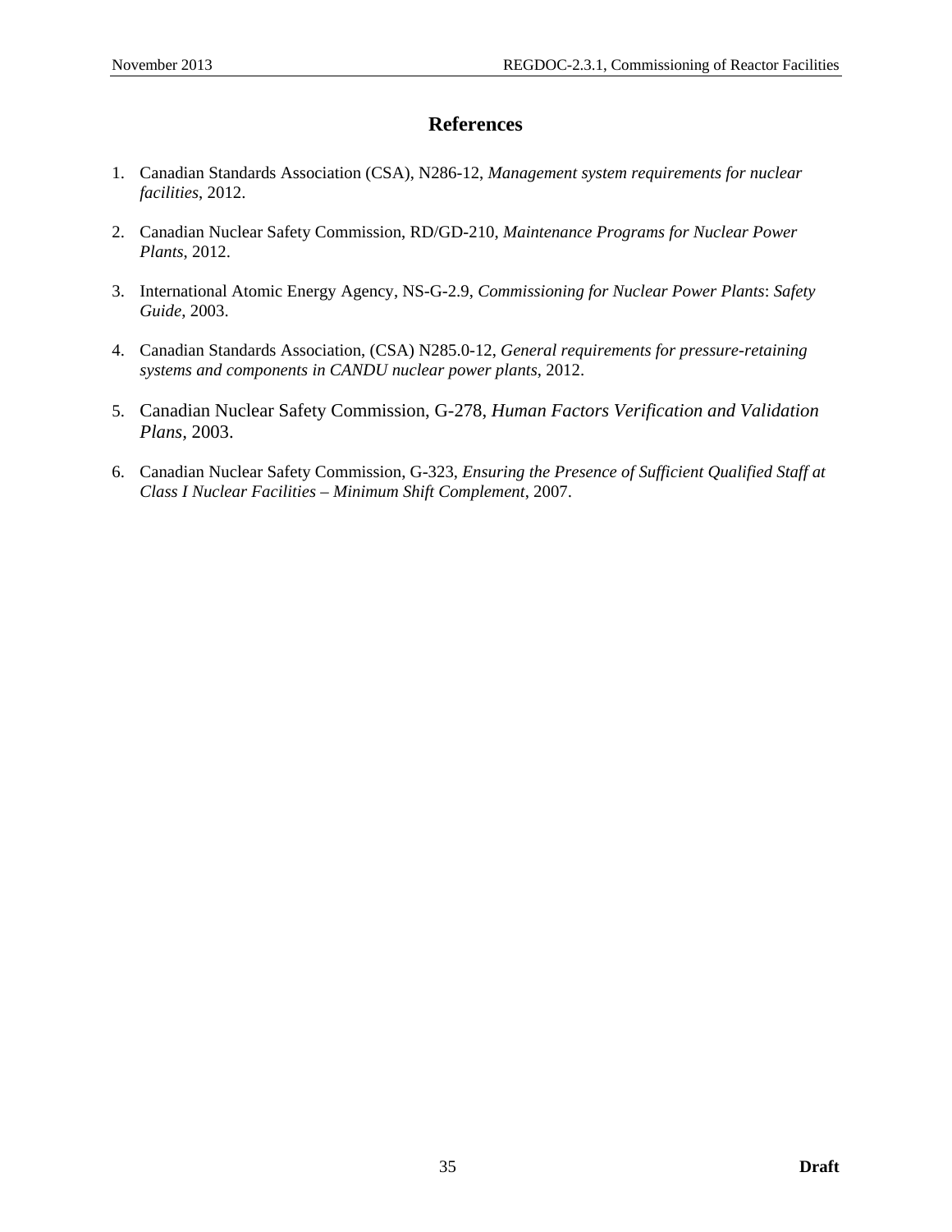# References

1. Canadian Standards Association (CSA), N286-12, *Management system requirements for nuclear facilities*, 2012.

2. Canadian Nuclear Safety Commission, RD/GD-210, *Maintenance Programs for Nuclear Power Plants*, 2012.

3. International Atomic Energy Agency, NS-G-2.9, *Commissioning for Nuclear Power Plants*: *Safety Guide*, 2003.

4. Canadian Standards Association, (CSA) N285.0-12, *General requirements for pressure-retaining systems and components in CANDU nuclear power plants*, 2012.

5. Canadian Nuclear Safety Commission, G-278, *Human Factors Verification and Validation Plans*, 2003.

6. Canadian Nuclear Safety Commission, G-323, *Ensuring the Presence of Sufficient Qualified Staff at Class I Nuclear Facilities – Minimum Shift Complement*, 2007.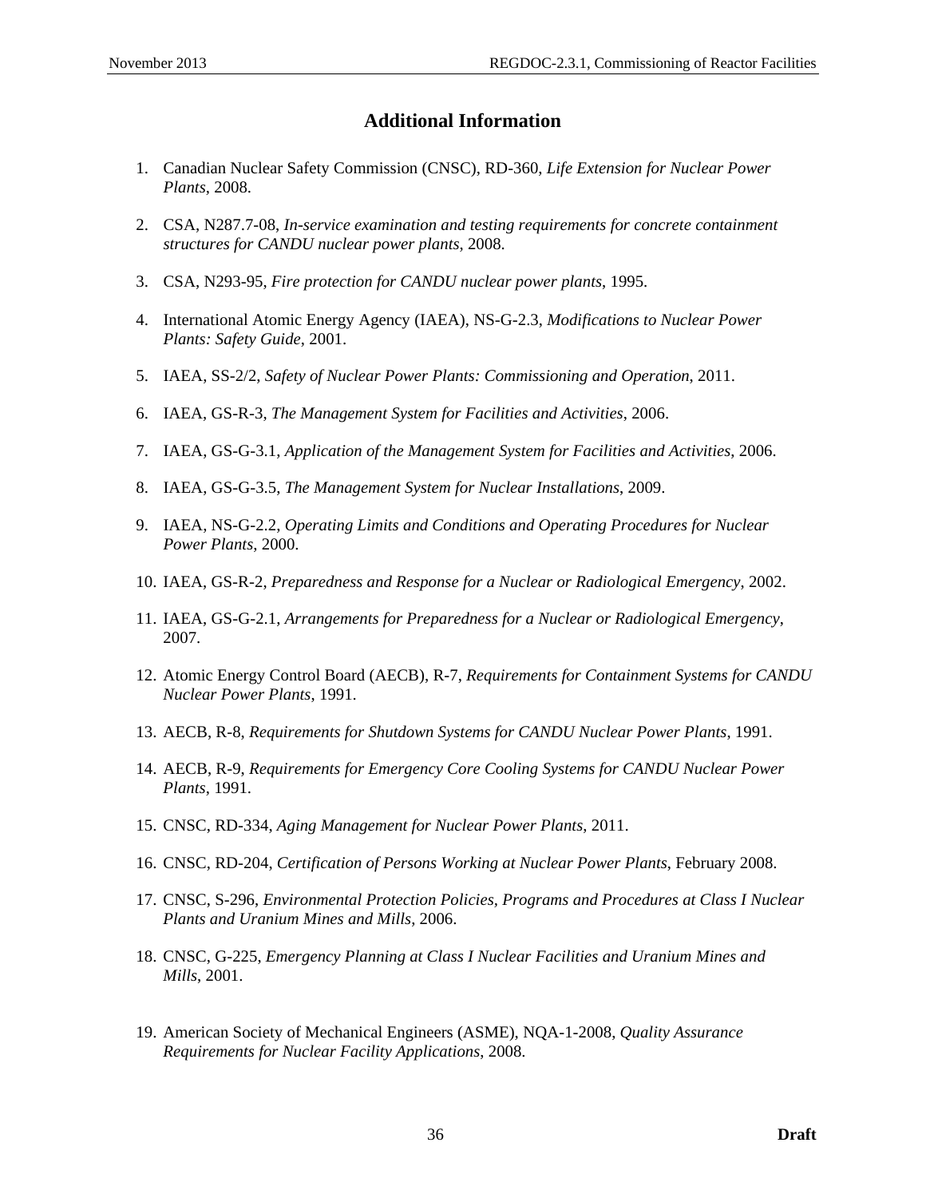# Additional Information

1. Canadian Nuclear Safety Commission (CNSC), RD-360, *Life Extension for Nuclear Power Plants*, 2008.
2. CSA, N287.7-08, *In-service examination and testing requirements for concrete containment structures for CANDU nuclear power plants*, 2008.
3. CSA, N293-95, *Fire protection for CANDU nuclear power plants*, 1995.
4. International Atomic Energy Agency (IAEA), NS-G-2.3, *Modifications to Nuclear Power Plants: Safety Guide*, 2001.
5. IAEA, SS-2/2, *Safety of Nuclear Power Plants: Commissioning and Operation*, 2011.
6. IAEA, GS-R-3, *The Management System for Facilities and Activities*, 2006.
7. IAEA, GS-G-3.1, *Application of the Management System for Facilities and Activities*, 2006.
8. IAEA, GS-G-3.5, *The Management System for Nuclear Installations*, 2009.
9. IAEA, NS-G-2.2, *Operating Limits and Conditions and Operating Procedures for Nuclear Power Plants*, 2000.
10. IAEA, GS-R-2, *Preparedness and Response for a Nuclear or Radiological Emergency*, 2002.
11. IAEA, GS-G-2.1, *Arrangements for Preparedness for a Nuclear or Radiological Emergency*, 2007.
12. Atomic Energy Control Board (AECB), R-7, *Requirements for Containment Systems for CANDU Nuclear Power Plants*, 1991.
13. AECB, R-8, *Requirements for Shutdown Systems for CANDU Nuclear Power Plants*, 1991.
14. AECB, R-9, *Requirements for Emergency Core Cooling Systems for CANDU Nuclear Power Plants*, 1991.
15. CNSC, RD-334, *Aging Management for Nuclear Power Plants*, 2011.
16. CNSC, RD-204, *Certification of Persons Working at Nuclear Power Plants*, February 2008.
17. CNSC, S-296, *Environmental Protection Policies, Programs and Procedures at Class I Nuclear Plants and Uranium Mines and Mills*, 2006.
18. CNSC, G-225, *Emergency Planning at Class I Nuclear Facilities and Uranium Mines and Mills*, 2001.
19. American Society of Mechanical Engineers (ASME), NQA-1-2008, *Quality Assurance Requirements for Nuclear Facility Applications*, 2008.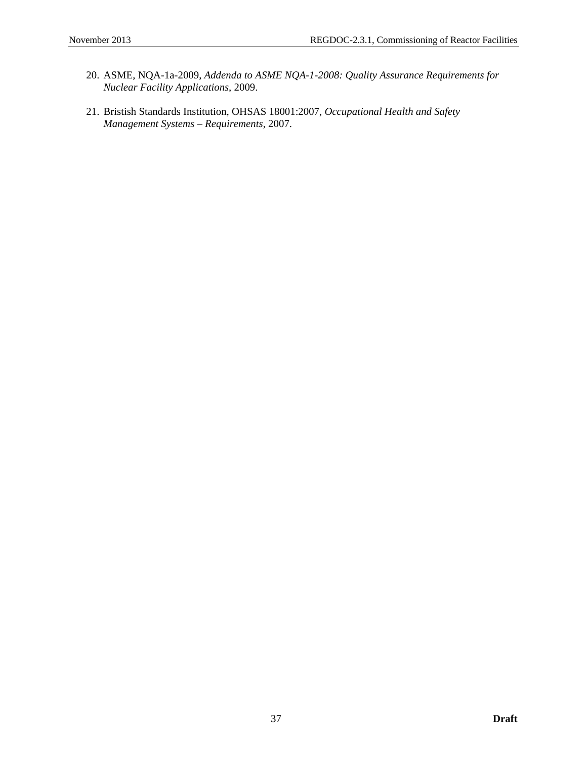20. ASME, NQA-1a-2009, *Addenda to ASME NQA-1-2008: Quality Assurance Requirements for Nuclear Facility Applications*, 2009.

21. Bristish Standards Institution, OHSAS 18001:2007, *Occupational Health and Safety Management Systems – Requirements*, 2007.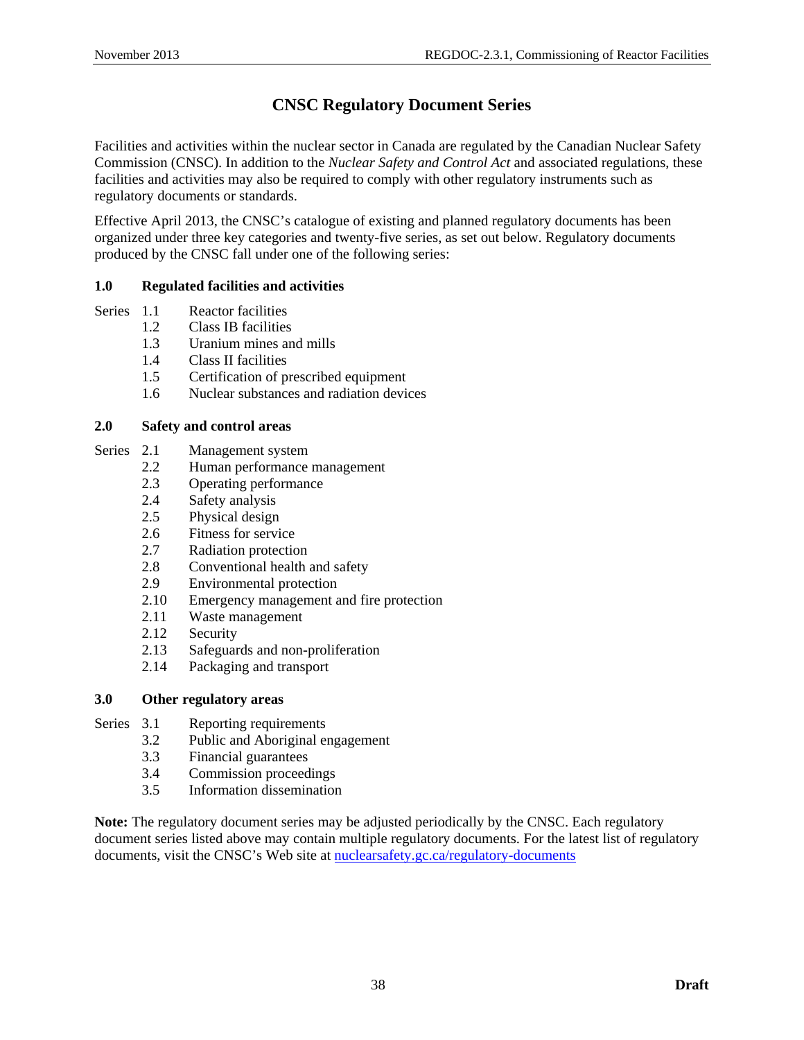# CNSC Regulatory Document Series

Facilities and activities within the nuclear sector in Canada are regulated by the Canadian Nuclear Safety Commission (CNSC). In addition to the *Nuclear Safety and Control Act* and associated regulations, these facilities and activities may also be required to comply with other regulatory instruments such as regulatory documents or standards.

Effective April 2013, the CNSC's catalogue of existing and planned regulatory documents has been organized under three key categories and twenty-five series, as set out below. Regulatory documents produced by the CNSC fall under one of the following series:

**1.0 Regulated facilities and activities**

Series 1.1 Reactor facilities
- 1.2 Class IB facilities
- 1.3 Uranium mines and mills
- 1.4 Class II facilities
- 1.5 Certification of prescribed equipment
- 1.6 Nuclear substances and radiation devices

**2.0 Safety and control areas**

Series 2.1 Management system
- 2.2 Human performance management
- 2.3 Operating performance
- 2.4 Safety analysis
- 2.5 Physical design
- 2.6 Fitness for service
- 2.7 Radiation protection
- 2.8 Conventional health and safety
- 2.9 Environmental protection
- 2.10 Emergency management and fire protection
- 2.11 Waste management
- 2.12 Security
- 2.13 Safeguards and non-proliferation
- 2.14 Packaging and transport

**3.0 Other regulatory areas**

Series 3.1 Reporting requirements
- 3.2 Public and Aboriginal engagement
- 3.3 Financial guarantees
- 3.4 Commission proceedings
- 3.5 Information dissemination

**Note:** The regulatory document series may be adjusted periodically by the CNSC. Each regulatory document series listed above may contain multiple regulatory documents. For the latest list of regulatory documents, visit the CNSC's Web site at nuclearsafety.gc.ca/regulatory-documents

**Draft**